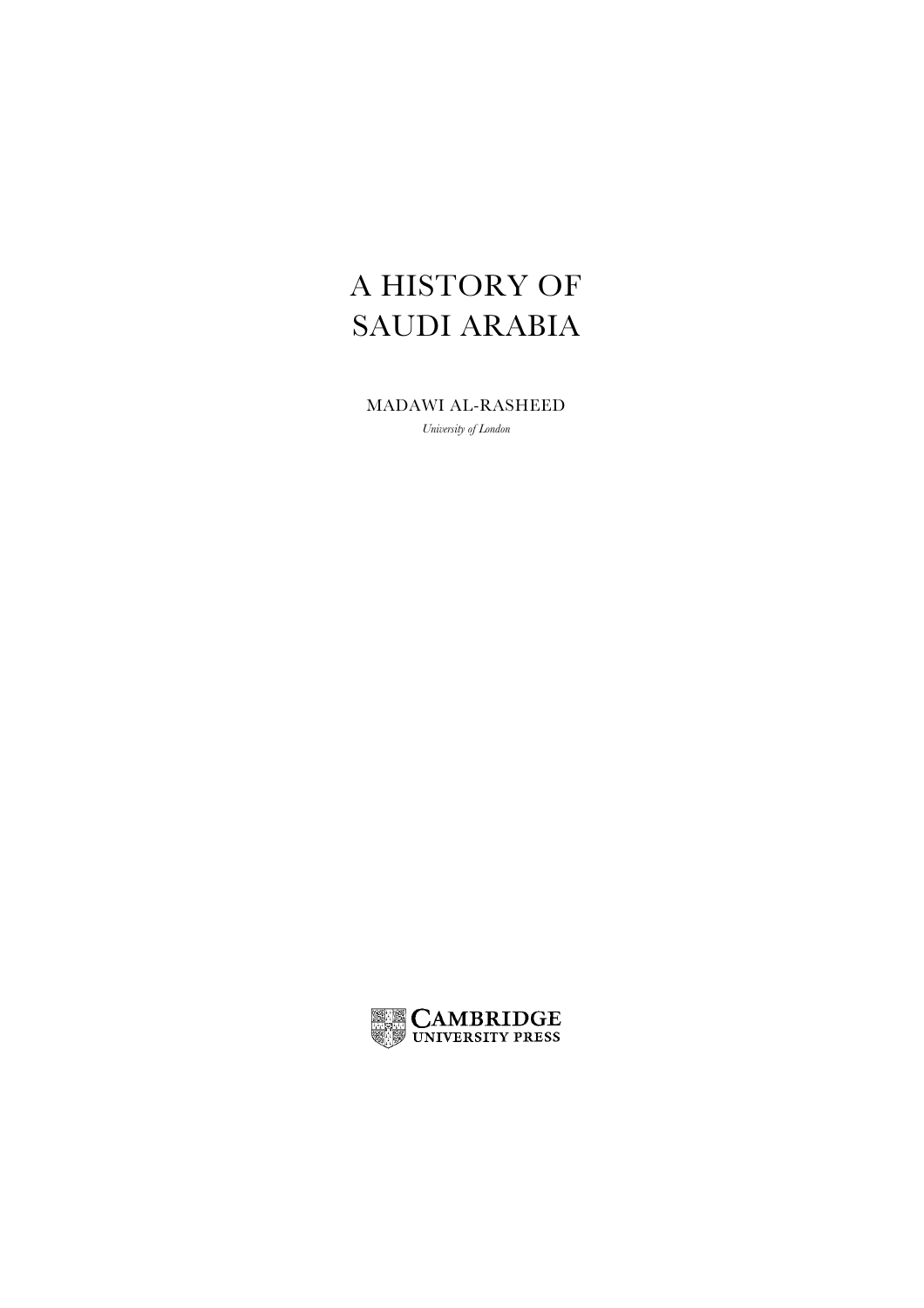# A HISTORY OF SAUDI ARABIA

MADAWI AL-RASHEED

*University of London*

CAMBRIDGE UNIVERSITY PRESS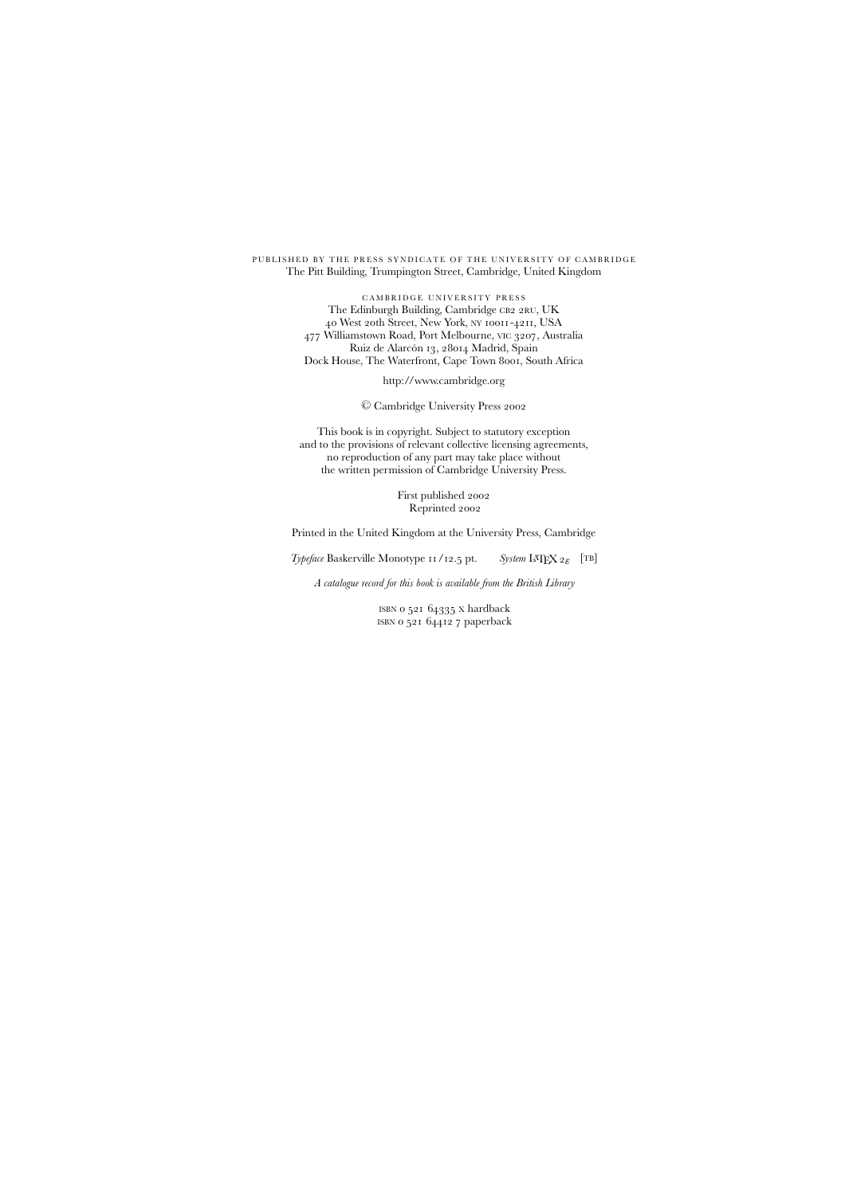PUBLISHED BY THE PRESS SYNDICATE OF THE UNIVERSITY OF CAMBRIDGE
The Pitt Building, Trumpington Street, Cambridge, United Kingdom

CAMBRIDGE UNIVERSITY PRESS
The Edinburgh Building, Cambridge CB2 2RU, UK
40 West 20th Street, New York, NY 10011-4211, USA
477 Williamstown Road, Port Melbourne, VIC 3207, Australia
Ruiz de Alarcón 13, 28014 Madrid, Spain
Dock House, The Waterfront, Cape Town 8001, South Africa

http://www.cambridge.org

© Cambridge University Press 2002

This book is in copyright. Subject to statutory exception
and to the provisions of relevant collective licensing agreements,
no reproduction of any part may take place without
the written permission of Cambridge University Press.

First published 2002
Reprinted 2002

Printed in the United Kingdom at the University Press, Cambridge

*Typeface* Baskerville Monotype 11/12.5 pt. *System* $\LaTeX 2_\varepsilon$ [TB]

*A catalogue record for this book is available from the British Library*

ISBN 0 521 64335 X hardback
ISBN 0 521 64412 7 paperback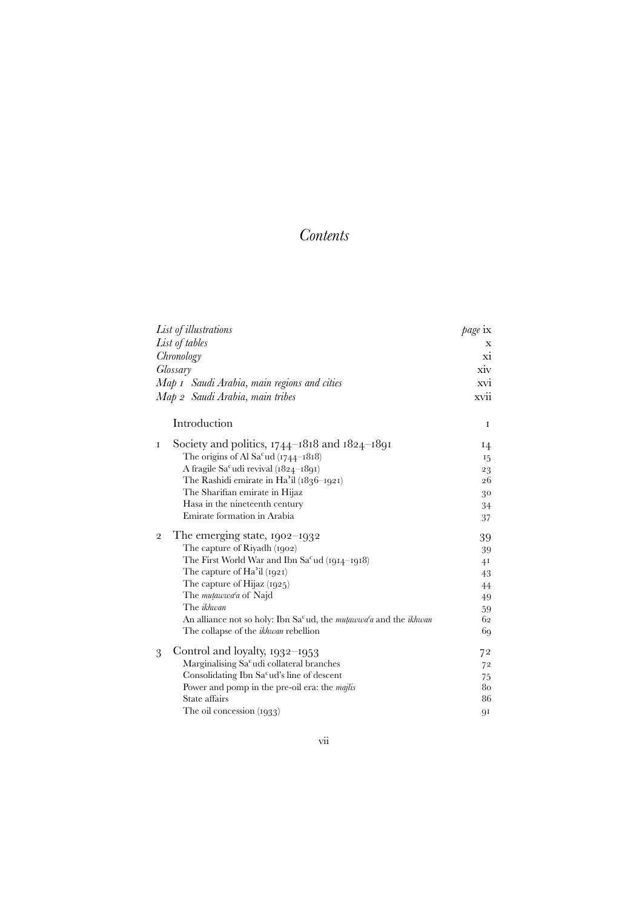# *Contents*

| | |
|---|---|
| *List of illustrations* | *page* ix |
| *List of tables* | x |
| *Chronology* | xi |
| *Glossary* | xiv |
| *Map 1 Saudi Arabia, main regions and cities* | xvi |
| *Map 2 Saudi Arabia, main tribes* | xvii |

| | | |
|---|---|---|
| | Introduction | 1 |
| 1 | Society and politics, 1744–1818 and 1824–1891 | 14 |
| | The origins of Al Saᶜud (1744–1818) | 15 |
| | A fragile Saᶜudi revival (1824–1891) | 23 |
| | The Rashidi emirate in Ha'il (1836–1921) | 26 |
| | The Sharifian emirate in Hijaz | 30 |
| | Hasa in the nineteenth century | 34 |
| | Emirate formation in Arabia | 37 |
| 2 | The emerging state, 1902–1932 | 39 |
| | The capture of Riyadh (1902) | 39 |
| | The First World War and Ibn Saᶜud (1914–1918) | 41 |
| | The capture of Ha'il (1921) | 43 |
| | The capture of Hijaz (1925) | 44 |
| | The *muṭawwaᶜa* of Najd | 49 |
| | The *ikhwan* | 59 |
| | An alliance not so holy: Ibn Saᶜud, the *muṭawwaᶜa* and the *ikhwan* | 62 |
| | The collapse of the *ikhwan* rebellion | 69 |
| 3 | Control and loyalty, 1932–1953 | 72 |
| | Marginalising Saᶜudi collateral branches | 72 |
| | Consolidating Ibn Saᶜud's line of descent | 75 |
| | Power and pomp in the pre-oil era: the *majlis* | 80 |
| | State affairs | 86 |
| | The oil concession (1933) | 91 |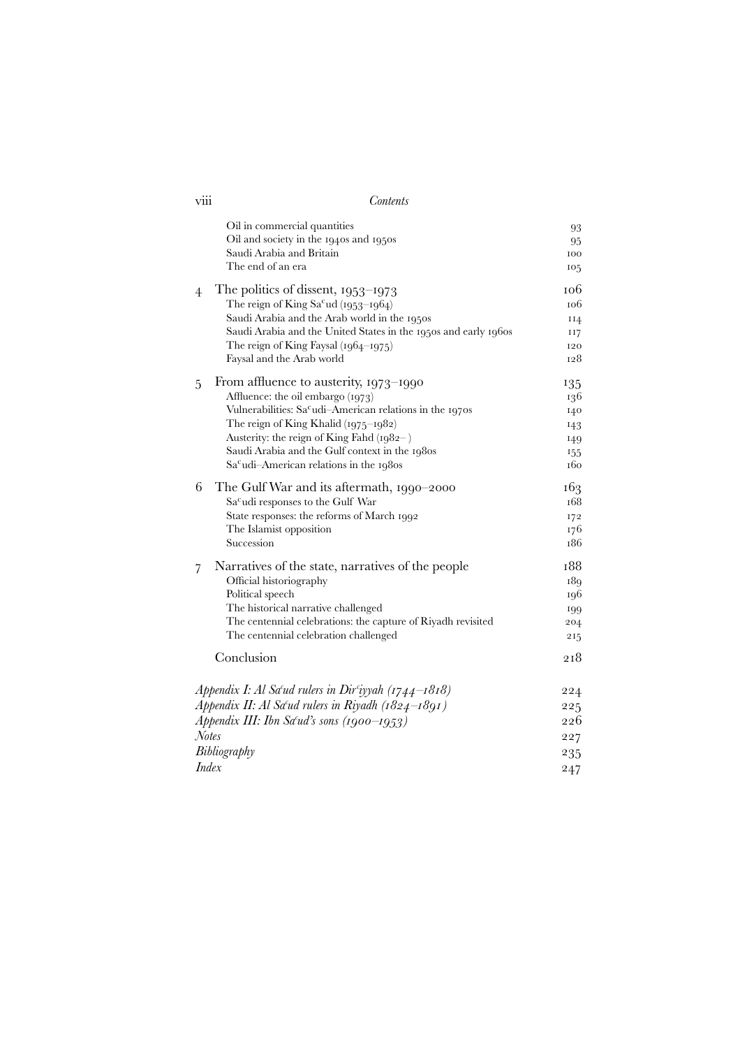| | | |
|---|---|---|
| | Oil in commercial quantities | 93 |
| | Oil and society in the 1940s and 1950s | 95 |
| | Saudi Arabia and Britain | 100 |
| | The end of an era | 105 |
| 4 | The politics of dissent, 1953–1973 | 106 |
| | The reign of King Saᶜud (1953–1964) | 106 |
| | Saudi Arabia and the Arab world in the 1950s | 114 |
| | Saudi Arabia and the United States in the 1950s and early 1960s | 117 |
| | The reign of King Faysal (1964–1975) | 120 |
| | Faysal and the Arab world | 128 |
| 5 | From affluence to austerity, 1973–1990 | 135 |
| | Affluence: the oil embargo (1973) | 136 |
| | Vulnerabilities: Saᶜudi–American relations in the 1970s | 140 |
| | The reign of King Khalid (1975–1982) | 143 |
| | Austerity: the reign of King Fahd (1982– ) | 149 |
| | Saudi Arabia and the Gulf context in the 1980s | 155 |
| | Saᶜudi–American relations in the 1980s | 160 |
| 6 | The Gulf War and its aftermath, 1990–2000 | 163 |
| | Saᶜudi responses to the Gulf War | 168 |
| | State responses: the reforms of March 1992 | 172 |
| | The Islamist opposition | 176 |
| | Succession | 186 |
| 7 | Narratives of the state, narratives of the people | 188 |
| | Official historiography | 189 |
| | Political speech | 196 |
| | The historical narrative challenged | 199 |
| | The centennial celebrations: the capture of Riyadh revisited | 204 |
| | The centennial celebration challenged | 215 |
| | Conclusion | 218 |
| | *Appendix I: Al Saᶜud rulers in Dirᶜiyyah (1744–1818)* | 224 |
| | *Appendix II: Al Saᶜud rulers in Riyadh (1824–1891)* | 225 |
| | *Appendix III: Ibn Saᶜud's sons (1900–1953)* | 226 |
| | *Notes* | 227 |
| | *Bibliography* | 235 |
| | *Index* | 247 |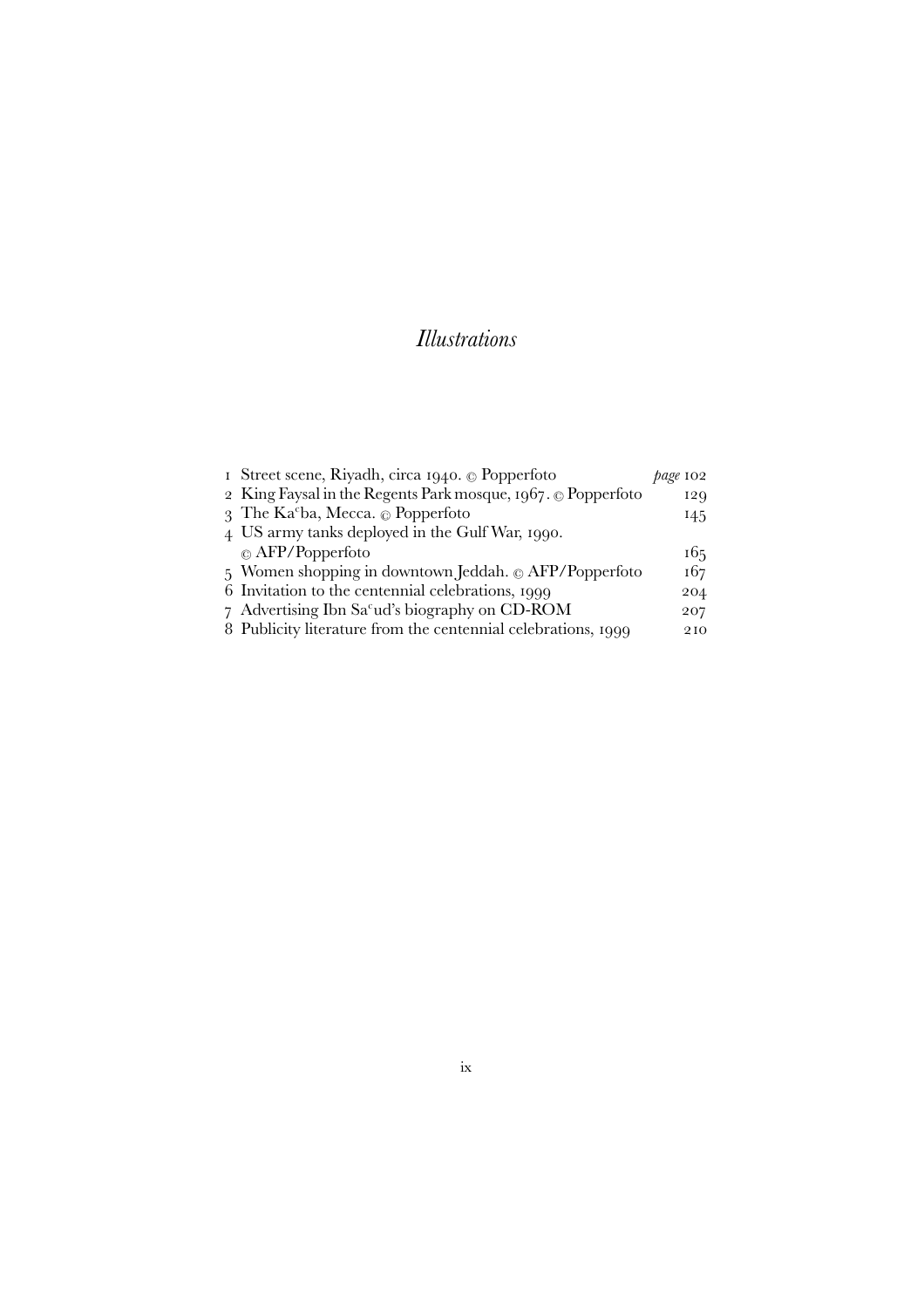# *Illustrations*

| | | |
|---|---|---|
| 1 | Street scene, Riyadh, circa 1940. © Popperfoto | *page* 102 |
| 2 | King Faysal in the Regents Park mosque, 1967. © Popperfoto | 129 |
| 3 | The Kaᶜba, Mecca. © Popperfoto | 145 |
| 4 | US army tanks deployed in the Gulf War, 1990. © AFP/Popperfoto | 165 |
| 5 | Women shopping in downtown Jeddah. © AFP/Popperfoto | 167 |
| 6 | Invitation to the centennial celebrations, 1999 | 204 |
| 7 | Advertising Ibn Saᶜud's biography on CD-ROM | 207 |
| 8 | Publicity literature from the centennial celebrations, 1999 | 210 |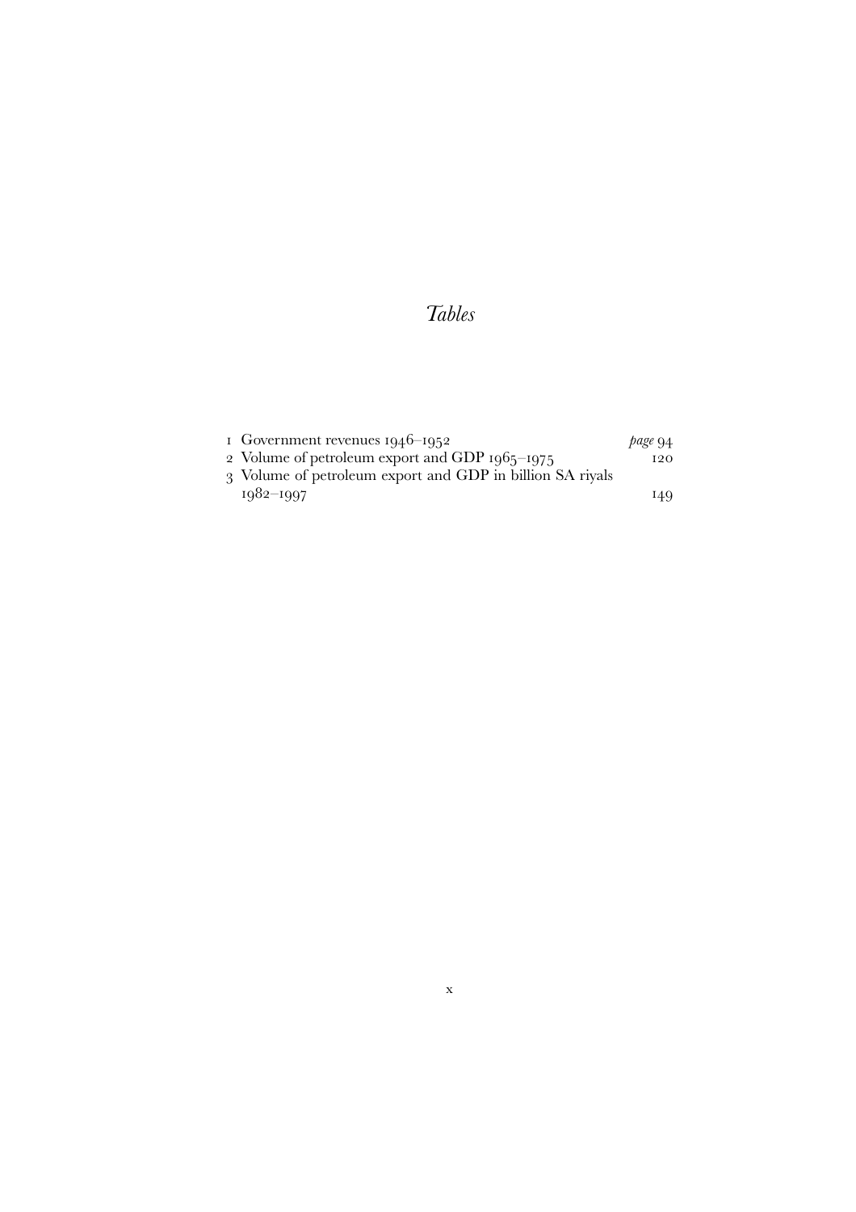# *Tables*

1 Government revenues 1946–1952 — *page* 94
2 Volume of petroleum export and GDP 1965–1975 — 120
3 Volume of petroleum export and GDP in billion SA riyals 1982–1997 — 149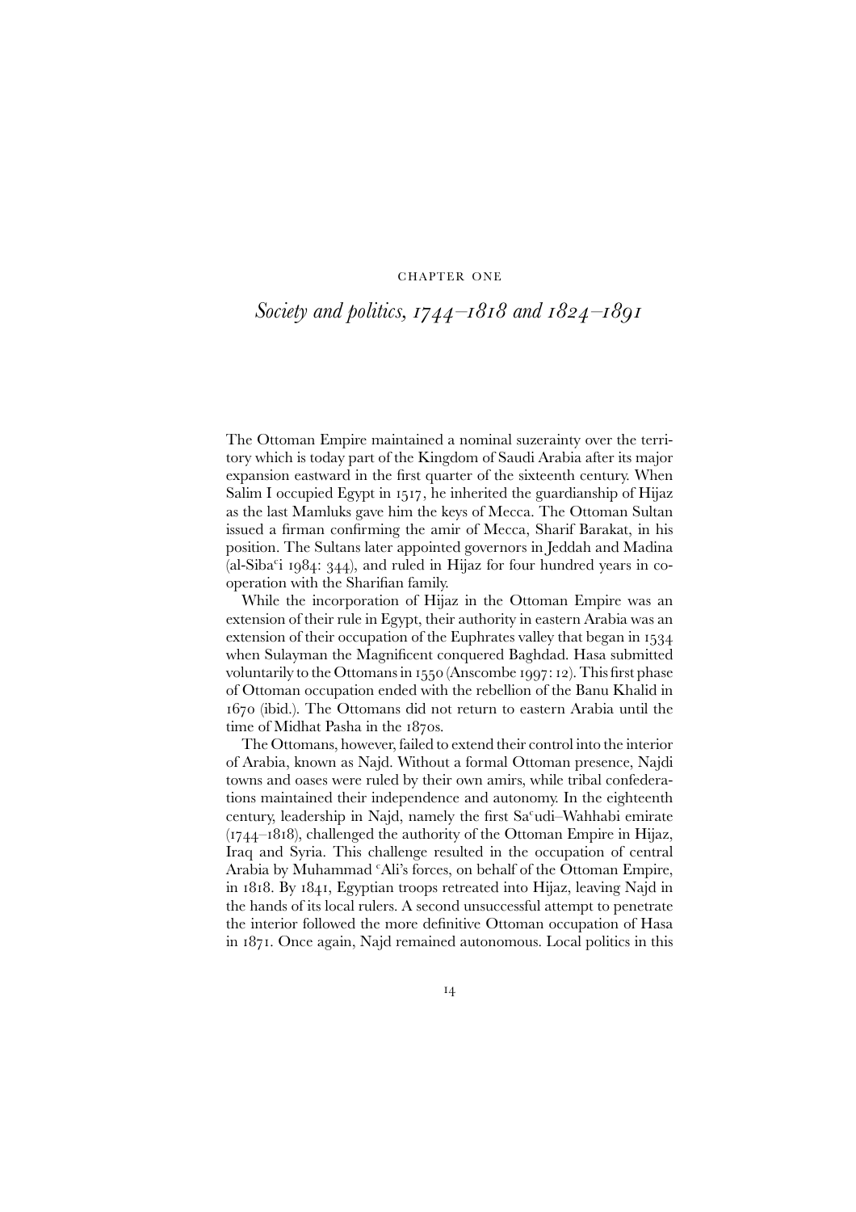CHAPTER ONE

# *Society and politics, 1744–1818 and 1824–1891*

The Ottoman Empire maintained a nominal suzerainty over the territory which is today part of the Kingdom of Saudi Arabia after its major expansion eastward in the first quarter of the sixteenth century. When Salim I occupied Egypt in 1517, he inherited the guardianship of Hijaz as the last Mamluks gave him the keys of Mecca. The Ottoman Sultan issued a firman confirming the amir of Mecca, Sharif Barakat, in his position. The Sultans later appointed governors in Jeddah and Madina (al-Siba<sup>c</sup>i 1984: 344), and ruled in Hijaz for four hundred years in co-operation with the Sharifian family.

While the incorporation of Hijaz in the Ottoman Empire was an extension of their rule in Egypt, their authority in eastern Arabia was an extension of their occupation of the Euphrates valley that began in 1534 when Sulayman the Magnificent conquered Baghdad. Hasa submitted voluntarily to the Ottomans in 1550 (Anscombe 1997: 12). This first phase of Ottoman occupation ended with the rebellion of the Banu Khalid in 1670 (ibid.). The Ottomans did not return to eastern Arabia until the time of Midhat Pasha in the 1870s.

The Ottomans, however, failed to extend their control into the interior of Arabia, known as Najd. Without a formal Ottoman presence, Najdi towns and oases were ruled by their own amirs, while tribal confederations maintained their independence and autonomy. In the eighteenth century, leadership in Najd, namely the first Sa<sup>c</sup>udi–Wahhabi emirate (1744–1818), challenged the authority of the Ottoman Empire in Hijaz, Iraq and Syria. This challenge resulted in the occupation of central Arabia by Muhammad <sup>c</sup>Ali's forces, on behalf of the Ottoman Empire, in 1818. By 1841, Egyptian troops retreated into Hijaz, leaving Najd in the hands of its local rulers. A second unsuccessful attempt to penetrate the interior followed the more definitive Ottoman occupation of Hasa in 1871. Once again, Najd remained autonomous. Local politics in this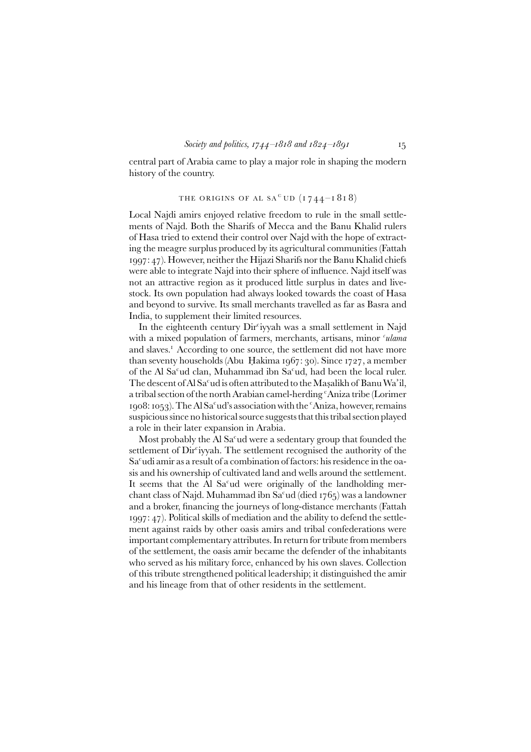central part of Arabia came to play a major role in shaping the modern history of the country.

## THE ORIGINS OF AL SA$^{c}$UD (1744–1818)

Local Najdi amirs enjoyed relative freedom to rule in the small settlements of Najd. Both the Sharifs of Mecca and the Banu Khalid rulers of Hasa tried to extend their control over Najd with the hope of extracting the meagre surplus produced by its agricultural communities (Fattah 1997: 47). However, neither the Hijazi Sharifs nor the Banu Khalid chiefs were able to integrate Najd into their sphere of influence. Najd itself was not an attractive region as it produced little surplus in dates and livestock. Its own population had always looked towards the coast of Hasa and beyond to survive. Its small merchants travelled as far as Basra and India, to supplement their limited resources.

In the eighteenth century Dir$^{c}$iyyah was a small settlement in Najd with a mixed population of farmers, merchants, artisans, minor *$^{c}$ulama* and slaves.[1] According to one source, the settlement did not have more than seventy households (Abu Ḥakima 1967: 30). Since 1727, a member of the Al Sa$^{c}$ud clan, Muhammad ibn Sa$^{c}$ud, had been the local ruler. The descent of Al Sa$^{c}$ud is often attributed to the Maṣalikh of Banu Wa'il, a tribal section of the north Arabian camel-herding $^{c}$Aniza tribe (Lorimer 1908: 1053). The Al Sa$^{c}$ud's association with the $^{c}$Aniza, however, remains suspicious since no historical source suggests that this tribal section played a role in their later expansion in Arabia.

Most probably the Al Sa$^{c}$ud were a sedentary group that founded the settlement of Dir$^{c}$iyyah. The settlement recognised the authority of the Sa$^{c}$udi amir as a result of a combination of factors: his residence in the oasis and his ownership of cultivated land and wells around the settlement. It seems that the Al Sa$^{c}$ud were originally of the landholding merchant class of Najd. Muhammad ibn Sa$^{c}$ud (died 1765) was a landowner and a broker, financing the journeys of long-distance merchants (Fattah 1997: 47). Political skills of mediation and the ability to defend the settlement against raids by other oasis amirs and tribal confederations were important complementary attributes. In return for tribute from members of the settlement, the oasis amir became the defender of the inhabitants who served as his military force, enhanced by his own slaves. Collection of this tribute strengthened political leadership; it distinguished the amir and his lineage from that of other residents in the settlement.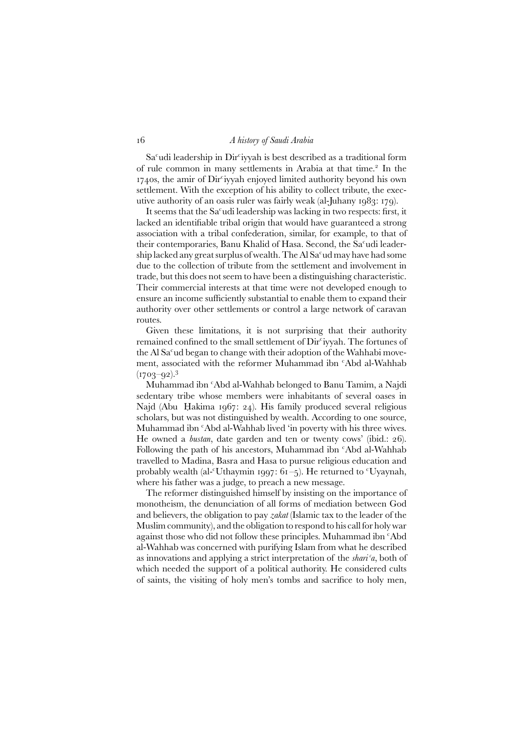Saᶜudi leadership in Dirᶜiyyah is best described as a traditional form of rule common in many settlements in Arabia at that time.[2] In the 1740s, the amir of Dirᶜiyyah enjoyed limited authority beyond his own settlement. With the exception of his ability to collect tribute, the executive authority of an oasis ruler was fairly weak (al-Juhany 1983: 179).

It seems that the Saᶜudi leadership was lacking in two respects: first, it lacked an identifiable tribal origin that would have guaranteed a strong association with a tribal confederation, similar, for example, to that of their contemporaries, Banu Khalid of Hasa. Second, the Saᶜudi leadership lacked any great surplus of wealth. The Al Saᶜud may have had some due to the collection of tribute from the settlement and involvement in trade, but this does not seem to have been a distinguishing characteristic. Their commercial interests at that time were not developed enough to ensure an income sufficiently substantial to enable them to expand their authority over other settlements or control a large network of caravan routes.

Given these limitations, it is not surprising that their authority remained confined to the small settlement of Dirᶜiyyah. The fortunes of the Al Saᶜud began to change with their adoption of the Wahhabi movement, associated with the reformer Muhammad ibn ᶜAbd al-Wahhab (1703–92).[3]

Muhammad ibn ᶜAbd al-Wahhab belonged to Banu Tamim, a Najdi sedentary tribe whose members were inhabitants of several oases in Najd (Abu Ḥakima 1967: 24). His family produced several religious scholars, but was not distinguished by wealth. According to one source, Muhammad ibn ᶜAbd al-Wahhab lived 'in poverty with his three wives. He owned a *bustan*, date garden and ten or twenty cows' (ibid.: 26). Following the path of his ancestors, Muhammad ibn ᶜAbd al-Wahhab travelled to Madina, Basra and Hasa to pursue religious education and probably wealth (al-ᶜUthaymin 1997: 61–5). He returned to ᶜUyaynah, where his father was a judge, to preach a new message.

The reformer distinguished himself by insisting on the importance of monotheism, the denunciation of all forms of mediation between God and believers, the obligation to pay *zakat* (Islamic tax to the leader of the Muslim community), and the obligation to respond to his call for holy war against those who did not follow these principles. Muhammad ibn ᶜAbd al-Wahhab was concerned with purifying Islam from what he described as innovations and applying a strict interpretation of the *shariᶜa*, both of which needed the support of a political authority. He considered cults of saints, the visiting of holy men's tombs and sacrifice to holy men,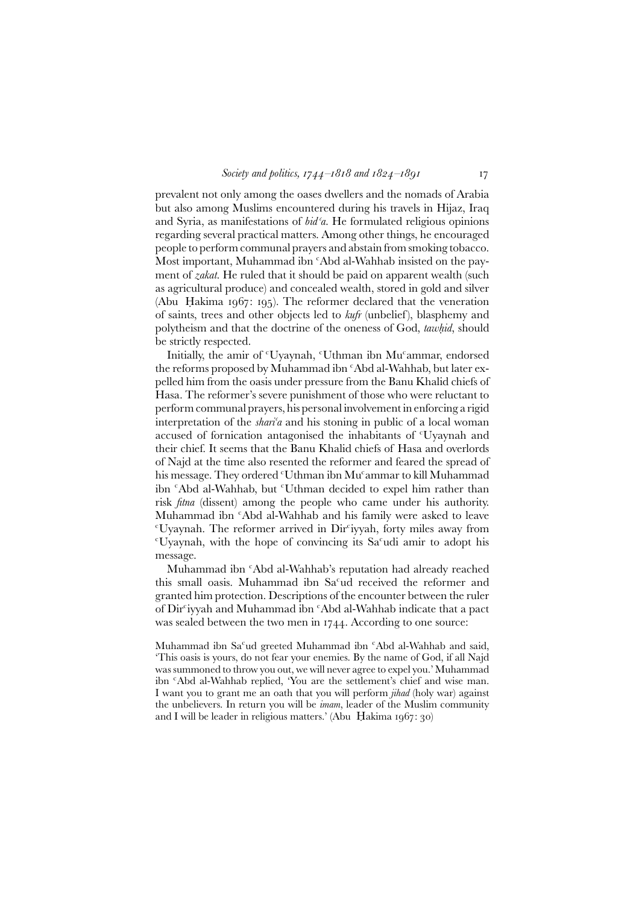prevalent not only among the oases dwellers and the nomads of Arabia but also among Muslims encountered during his travels in Hijaz, Iraq and Syria, as manifestations of *bidʿa*. He formulated religious opinions regarding several practical matters. Among other things, he encouraged people to perform communal prayers and abstain from smoking tobacco. Most important, Muhammad ibn ʿAbd al-Wahhab insisted on the payment of *zakat*. He ruled that it should be paid on apparent wealth (such as agricultural produce) and concealed wealth, stored in gold and silver (Abu Ḥakima 1967: 195). The reformer declared that the veneration of saints, trees and other objects led to *kufr* (unbelief), blasphemy and polytheism and that the doctrine of the oneness of God, *tawḥid*, should be strictly respected.

Initially, the amir of ʿUyaynah, ʿUthman ibn Muʿammar, endorsed the reforms proposed by Muhammad ibn ʿAbd al-Wahhab, but later expelled him from the oasis under pressure from the Banu Khalid chiefs of Hasa. The reformer's severe punishment of those who were reluctant to perform communal prayers, his personal involvement in enforcing a rigid interpretation of the *shariʿa* and his stoning in public of a local woman accused of fornication antagonised the inhabitants of ʿUyaynah and their chief. It seems that the Banu Khalid chiefs of Hasa and overlords of Najd at the time also resented the reformer and feared the spread of his message. They ordered ʿUthman ibn Muʿammar to kill Muhammad ibn ʿAbd al-Wahhab, but ʿUthman decided to expel him rather than risk *fitna* (dissent) among the people who came under his authority. Muhammad ibn ʿAbd al-Wahhab and his family were asked to leave ʿUyaynah. The reformer arrived in Dirʿiyyah, forty miles away from ʿUyaynah, with the hope of convincing its Saʿudi amir to adopt his message.

Muhammad ibn ʿAbd al-Wahhab's reputation had already reached this small oasis. Muhammad ibn Saʿud received the reformer and granted him protection. Descriptions of the encounter between the ruler of Dirʿiyyah and Muhammad ibn ʿAbd al-Wahhab indicate that a pact was sealed between the two men in 1744. According to one source:

> Muhammad ibn Saʿud greeted Muhammad ibn ʿAbd al-Wahhab and said, 'This oasis is yours, do not fear your enemies. By the name of God, if all Najd was summoned to throw you out, we will never agree to expel you.' Muhammad ibn ʿAbd al-Wahhab replied, 'You are the settlement's chief and wise man. I want you to grant me an oath that you will perform *jihad* (holy war) against the unbelievers. In return you will be *imam*, leader of the Muslim community and I will be leader in religious matters.' (Abu Ḥakima 1967: 30)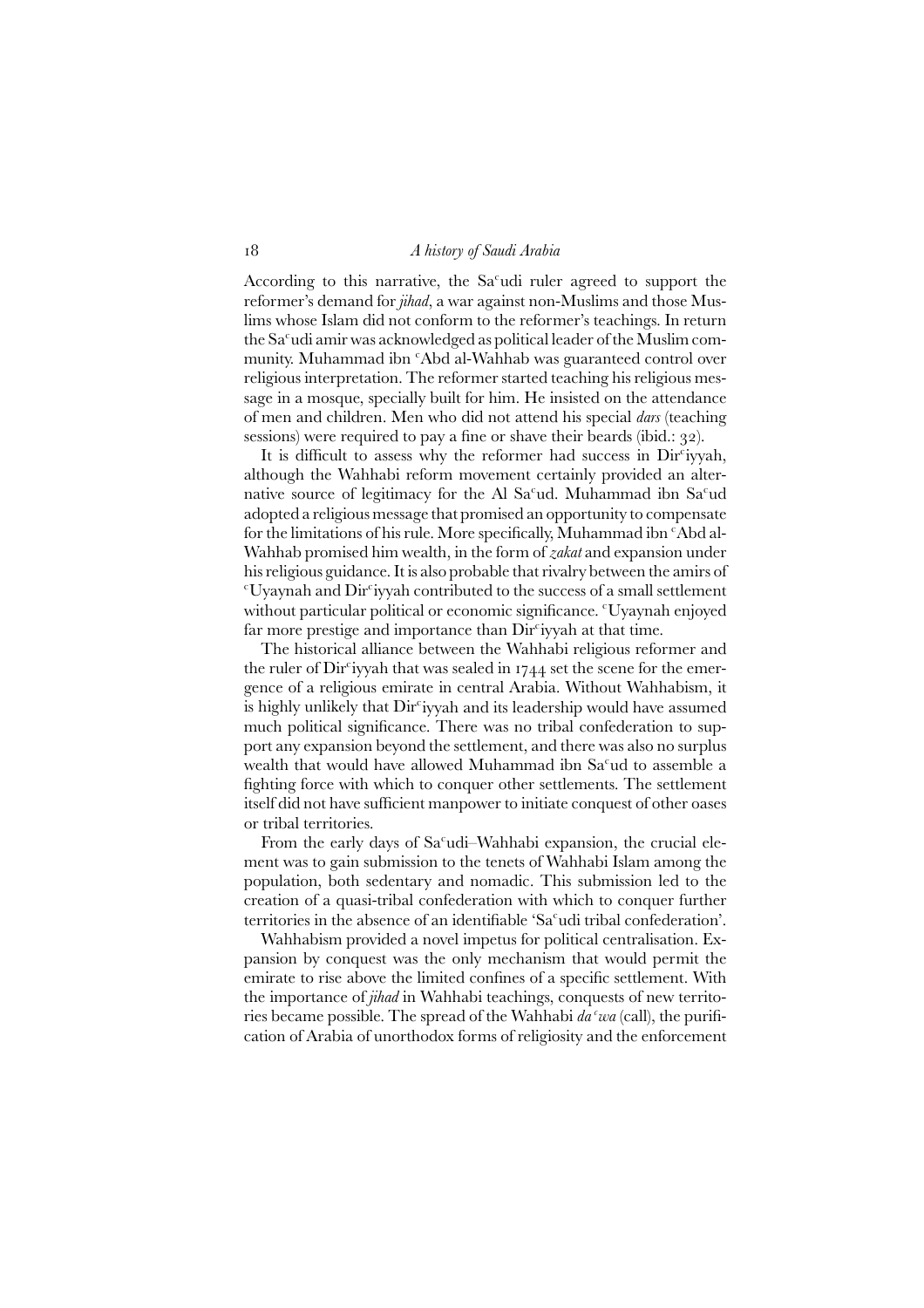According to this narrative, the Saᶜudi ruler agreed to support the reformer's demand for *jihad*, a war against non-Muslims and those Muslims whose Islam did not conform to the reformer's teachings. In return the Saᶜudi amir was acknowledged as political leader of the Muslim community. Muhammad ibn ᶜAbd al-Wahhab was guaranteed control over religious interpretation. The reformer started teaching his religious message in a mosque, specially built for him. He insisted on the attendance of men and children. Men who did not attend his special *dars* (teaching sessions) were required to pay a fine or shave their beards (ibid.: 32).

It is difficult to assess why the reformer had success in Dirᶜiyyah, although the Wahhabi reform movement certainly provided an alternative source of legitimacy for the Al Saᶜud. Muhammad ibn Saᶜud adopted a religious message that promised an opportunity to compensate for the limitations of his rule. More specifically, Muhammad ibn ᶜAbd al-Wahhab promised him wealth, in the form of *zakat* and expansion under his religious guidance. It is also probable that rivalry between the amirs of ᶜUyaynah and Dirᶜiyyah contributed to the success of a small settlement without particular political or economic significance. ᶜUyaynah enjoyed far more prestige and importance than Dirᶜiyyah at that time.

The historical alliance between the Wahhabi religious reformer and the ruler of Dirᶜiyyah that was sealed in 1744 set the scene for the emergence of a religious emirate in central Arabia. Without Wahhabism, it is highly unlikely that Dirᶜiyyah and its leadership would have assumed much political significance. There was no tribal confederation to support any expansion beyond the settlement, and there was also no surplus wealth that would have allowed Muhammad ibn Saᶜud to assemble a fighting force with which to conquer other settlements. The settlement itself did not have sufficient manpower to initiate conquest of other oases or tribal territories.

From the early days of Saᶜudi–Wahhabi expansion, the crucial element was to gain submission to the tenets of Wahhabi Islam among the population, both sedentary and nomadic. This submission led to the creation of a quasi-tribal confederation with which to conquer further territories in the absence of an identifiable 'Saᶜudi tribal confederation'.

Wahhabism provided a novel impetus for political centralisation. Expansion by conquest was the only mechanism that would permit the emirate to rise above the limited confines of a specific settlement. With the importance of *jihad* in Wahhabi teachings, conquests of new territories became possible. The spread of the Wahhabi *daᶜwa* (call), the purification of Arabia of unorthodox forms of religiosity and the enforcement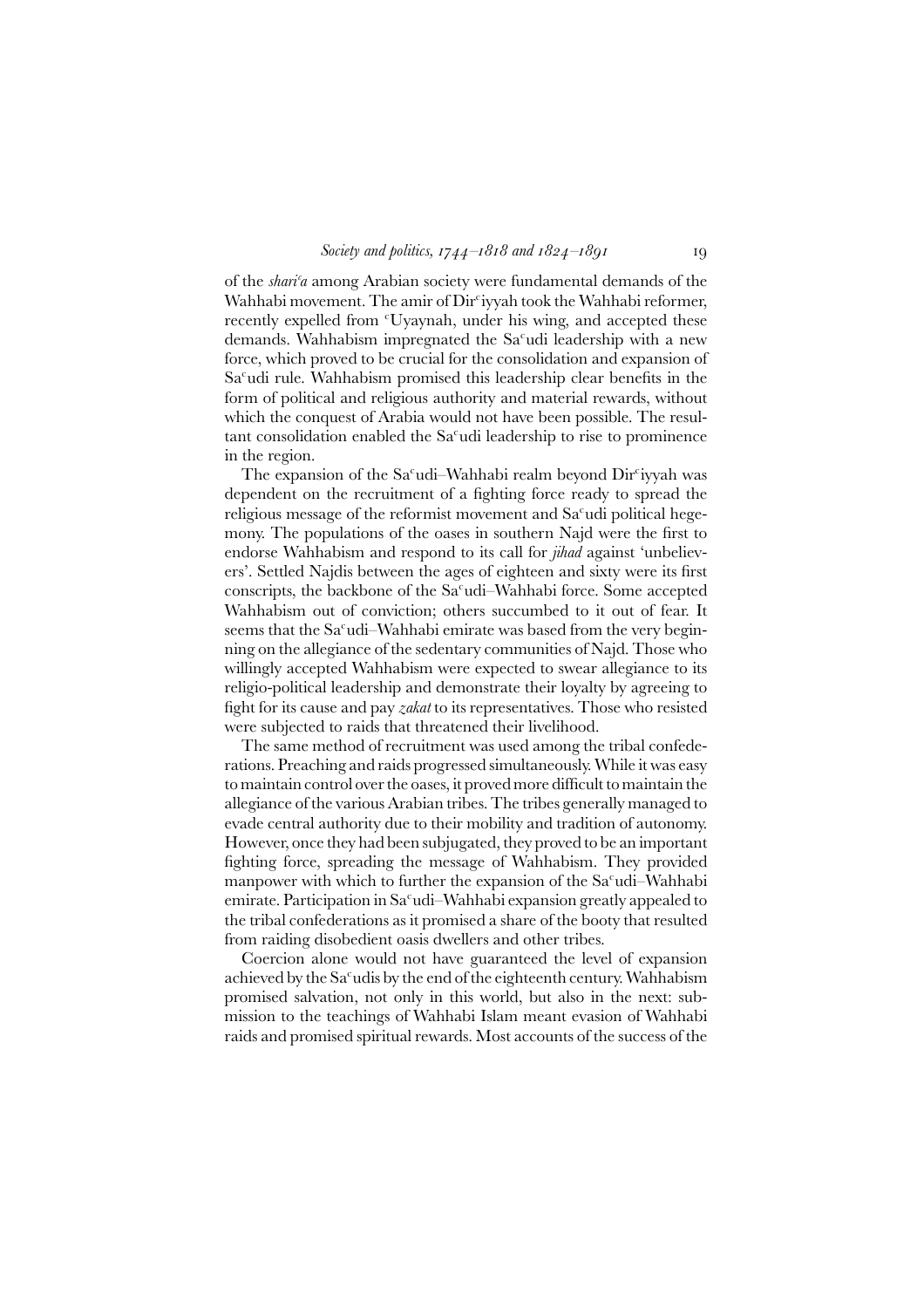of the *shari'a* among Arabian society were fundamental demands of the Wahhabi movement. The amir of Dir'iyyah took the Wahhabi reformer, recently expelled from 'Uyaynah, under his wing, and accepted these demands. Wahhabism impregnated the Sa'udi leadership with a new force, which proved to be crucial for the consolidation and expansion of Sa'udi rule. Wahhabism promised this leadership clear benefits in the form of political and religious authority and material rewards, without which the conquest of Arabia would not have been possible. The resultant consolidation enabled the Sa'udi leadership to rise to prominence in the region.

The expansion of the Sa'udi–Wahhabi realm beyond Dir'iyyah was dependent on the recruitment of a fighting force ready to spread the religious message of the reformist movement and Sa'udi political hegemony. The populations of the oases in southern Najd were the first to endorse Wahhabism and respond to its call for *jihad* against 'unbelievers'. Settled Najdis between the ages of eighteen and sixty were its first conscripts, the backbone of the Sa'udi–Wahhabi force. Some accepted Wahhabism out of conviction; others succumbed to it out of fear. It seems that the Sa'udi–Wahhabi emirate was based from the very beginning on the allegiance of the sedentary communities of Najd. Those who willingly accepted Wahhabism were expected to swear allegiance to its religio-political leadership and demonstrate their loyalty by agreeing to fight for its cause and pay *zakat* to its representatives. Those who resisted were subjected to raids that threatened their livelihood.

The same method of recruitment was used among the tribal confederations. Preaching and raids progressed simultaneously. While it was easy to maintain control over the oases, it proved more difficult to maintain the allegiance of the various Arabian tribes. The tribes generally managed to evade central authority due to their mobility and tradition of autonomy. However, once they had been subjugated, they proved to be an important fighting force, spreading the message of Wahhabism. They provided manpower with which to further the expansion of the Sa'udi–Wahhabi emirate. Participation in Sa'udi–Wahhabi expansion greatly appealed to the tribal confederations as it promised a share of the booty that resulted from raiding disobedient oasis dwellers and other tribes.

Coercion alone would not have guaranteed the level of expansion achieved by the Sa'udis by the end of the eighteenth century. Wahhabism promised salvation, not only in this world, but also in the next: submission to the teachings of Wahhabi Islam meant evasion of Wahhabi raids and promised spiritual rewards. Most accounts of the success of the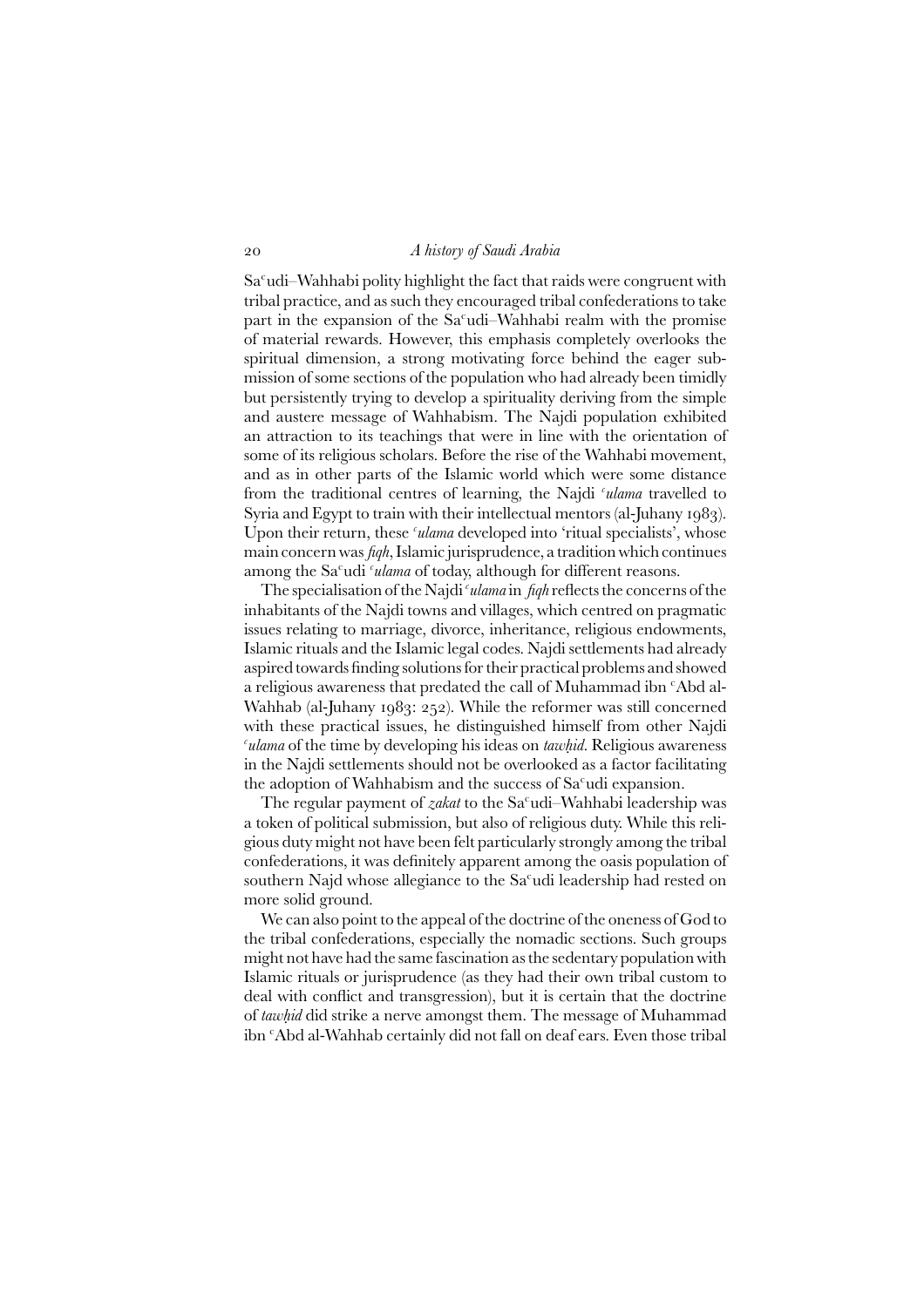Saᶜudi–Wahhabi polity highlight the fact that raids were congruent with tribal practice, and as such they encouraged tribal confederations to take part in the expansion of the Saᶜudi–Wahhabi realm with the promise of material rewards. However, this emphasis completely overlooks the spiritual dimension, a strong motivating force behind the eager submission of some sections of the population who had already been timidly but persistently trying to develop a spirituality deriving from the simple and austere message of Wahhabism. The Najdi population exhibited an attraction to its teachings that were in line with the orientation of some of its religious scholars. Before the rise of the Wahhabi movement, and as in other parts of the Islamic world which were some distance from the traditional centres of learning, the Najdi *ᶜulama* travelled to Syria and Egypt to train with their intellectual mentors (al-Juhany 1983). Upon their return, these *ᶜulama* developed into 'ritual specialists', whose main concern was *fiqh*, Islamic jurisprudence, a tradition which continues among the Saᶜudi *ᶜulama* of today, although for different reasons.

The specialisation of the Najdi *ᶜulama* in *fiqh* reflects the concerns of the inhabitants of the Najdi towns and villages, which centred on pragmatic issues relating to marriage, divorce, inheritance, religious endowments, Islamic rituals and the Islamic legal codes. Najdi settlements had already aspired towards finding solutions for their practical problems and showed a religious awareness that predated the call of Muhammad ibn ᶜAbd al-Wahhab (al-Juhany 1983: 252). While the reformer was still concerned with these practical issues, he distinguished himself from other Najdi *ᶜulama* of the time by developing his ideas on *tawḥid*. Religious awareness in the Najdi settlements should not be overlooked as a factor facilitating the adoption of Wahhabism and the success of Saᶜudi expansion.

The regular payment of *zakat* to the Saᶜudi–Wahhabi leadership was a token of political submission, but also of religious duty. While this religious duty might not have been felt particularly strongly among the tribal confederations, it was definitely apparent among the oasis population of southern Najd whose allegiance to the Saᶜudi leadership had rested on more solid ground.

We can also point to the appeal of the doctrine of the oneness of God to the tribal confederations, especially the nomadic sections. Such groups might not have had the same fascination as the sedentary population with Islamic rituals or jurisprudence (as they had their own tribal custom to deal with conflict and transgression), but it is certain that the doctrine of *tawḥid* did strike a nerve amongst them. The message of Muhammad ibn ᶜAbd al-Wahhab certainly did not fall on deaf ears. Even those tribal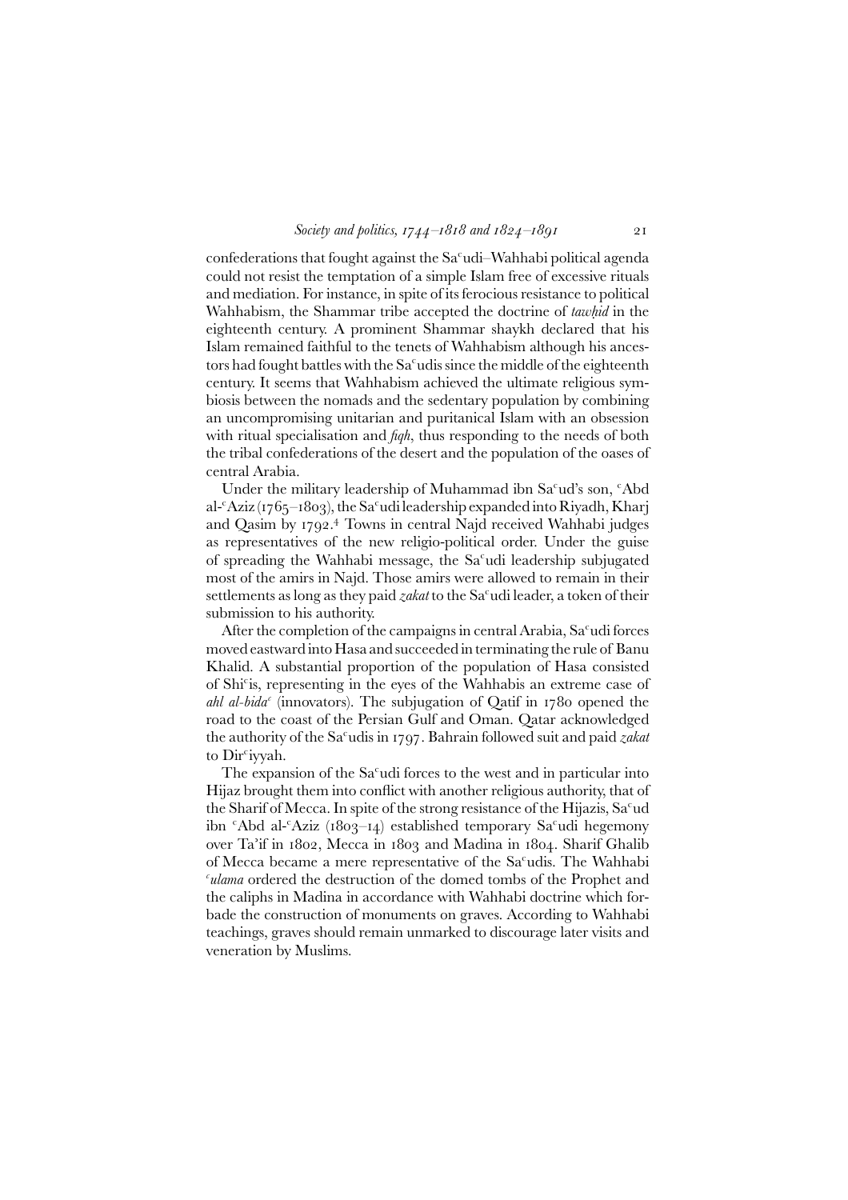confederations that fought against the Saᶜudi–Wahhabi political agenda could not resist the temptation of a simple Islam free of excessive rituals and mediation. For instance, in spite of its ferocious resistance to political Wahhabism, the Shammar tribe accepted the doctrine of *tawḥid* in the eighteenth century. A prominent Shammar shaykh declared that his Islam remained faithful to the tenets of Wahhabism although his ancestors had fought battles with the Saᶜudis since the middle of the eighteenth century. It seems that Wahhabism achieved the ultimate religious symbiosis between the nomads and the sedentary population by combining an uncompromising unitarian and puritanical Islam with an obsession with ritual specialisation and *fiqh*, thus responding to the needs of both the tribal confederations of the desert and the population of the oases of central Arabia.

Under the military leadership of Muhammad ibn Saᶜud's son, ᶜAbd al-ᶜAziz (1765–1803), the Saᶜudi leadership expanded into Riyadh, Kharj and Qasim by 1792.[4] Towns in central Najd received Wahhabi judges as representatives of the new religio-political order. Under the guise of spreading the Wahhabi message, the Saᶜudi leadership subjugated most of the amirs in Najd. Those amirs were allowed to remain in their settlements as long as they paid *zakat* to the Saᶜudi leader, a token of their submission to his authority.

After the completion of the campaigns in central Arabia, Saᶜudi forces moved eastward into Hasa and succeeded in terminating the rule of Banu Khalid. A substantial proportion of the population of Hasa consisted of Shiᶜis, representing in the eyes of the Wahhabis an extreme case of *ahl al-bidaᶜ* (innovators). The subjugation of Qatif in 1780 opened the road to the coast of the Persian Gulf and Oman. Qatar acknowledged the authority of the Saᶜudis in 1797. Bahrain followed suit and paid *zakat* to Dirᶜiyyah.

The expansion of the Saᶜudi forces to the west and in particular into Hijaz brought them into conflict with another religious authority, that of the Sharif of Mecca. In spite of the strong resistance of the Hijazis, Saᶜud ibn ᶜAbd al-ᶜAziz (1803–14) established temporary Saᶜudi hegemony over Ta'if in 1802, Mecca in 1803 and Madina in 1804. Sharif Ghalib of Mecca became a mere representative of the Saᶜudis. The Wahhabi *ᶜulama* ordered the destruction of the domed tombs of the Prophet and the caliphs in Madina in accordance with Wahhabi doctrine which forbade the construction of monuments on graves. According to Wahhabi teachings, graves should remain unmarked to discourage later visits and veneration by Muslims.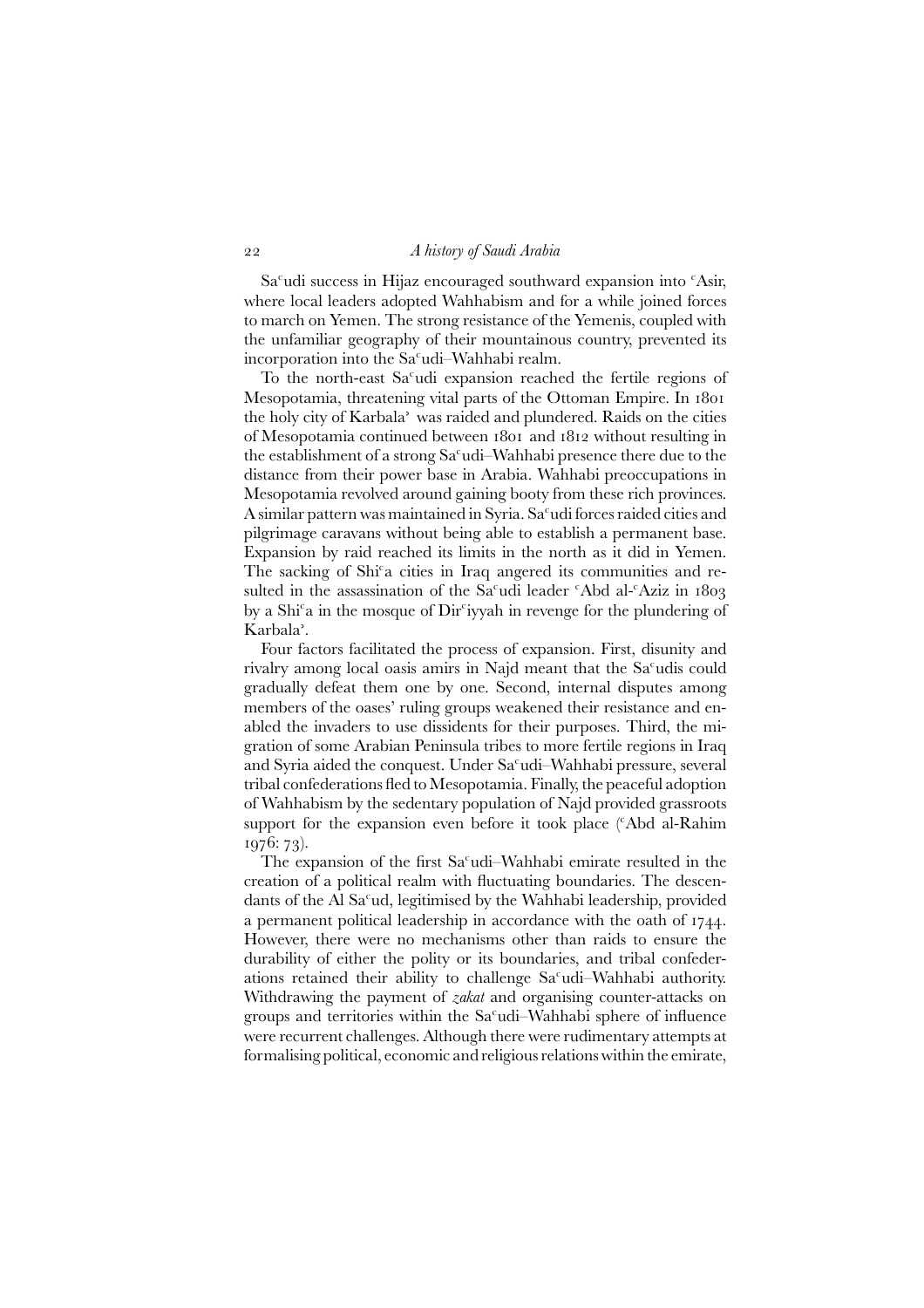Saᶜudi success in Hijaz encouraged southward expansion into ᶜAsir, where local leaders adopted Wahhabism and for a while joined forces to march on Yemen. The strong resistance of the Yemenis, coupled with the unfamiliar geography of their mountainous country, prevented its incorporation into the Saᶜudi–Wahhabi realm.

To the north-east Saᶜudi expansion reached the fertile regions of Mesopotamia, threatening vital parts of the Ottoman Empire. In 1801 the holy city of Karbala' was raided and plundered. Raids on the cities of Mesopotamia continued between 1801 and 1812 without resulting in the establishment of a strong Saᶜudi–Wahhabi presence there due to the distance from their power base in Arabia. Wahhabi preoccupations in Mesopotamia revolved around gaining booty from these rich provinces. A similar pattern was maintained in Syria. Saᶜudi forces raided cities and pilgrimage caravans without being able to establish a permanent base. Expansion by raid reached its limits in the north as it did in Yemen. The sacking of Shiᶜa cities in Iraq angered its communities and resulted in the assassination of the Saᶜudi leader ᶜAbd al-ᶜAziz in 1803 by a Shiᶜa in the mosque of Dirᶜiyyah in revenge for the plundering of Karbala'.

Four factors facilitated the process of expansion. First, disunity and rivalry among local oasis amirs in Najd meant that the Saᶜudis could gradually defeat them one by one. Second, internal disputes among members of the oases' ruling groups weakened their resistance and enabled the invaders to use dissidents for their purposes. Third, the migration of some Arabian Peninsula tribes to more fertile regions in Iraq and Syria aided the conquest. Under Saᶜudi–Wahhabi pressure, several tribal confederations fled to Mesopotamia. Finally, the peaceful adoption of Wahhabism by the sedentary population of Najd provided grassroots support for the expansion even before it took place (ᶜAbd al-Rahim 1976: 73).

The expansion of the first Saᶜudi–Wahhabi emirate resulted in the creation of a political realm with fluctuating boundaries. The descendants of the Al Saᶜud, legitimised by the Wahhabi leadership, provided a permanent political leadership in accordance with the oath of 1744. However, there were no mechanisms other than raids to ensure the durability of either the polity or its boundaries, and tribal confederations retained their ability to challenge Saᶜudi–Wahhabi authority. Withdrawing the payment of *zakat* and organising counter-attacks on groups and territories within the Saᶜudi–Wahhabi sphere of influence were recurrent challenges. Although there were rudimentary attempts at formalising political, economic and religious relations within the emirate,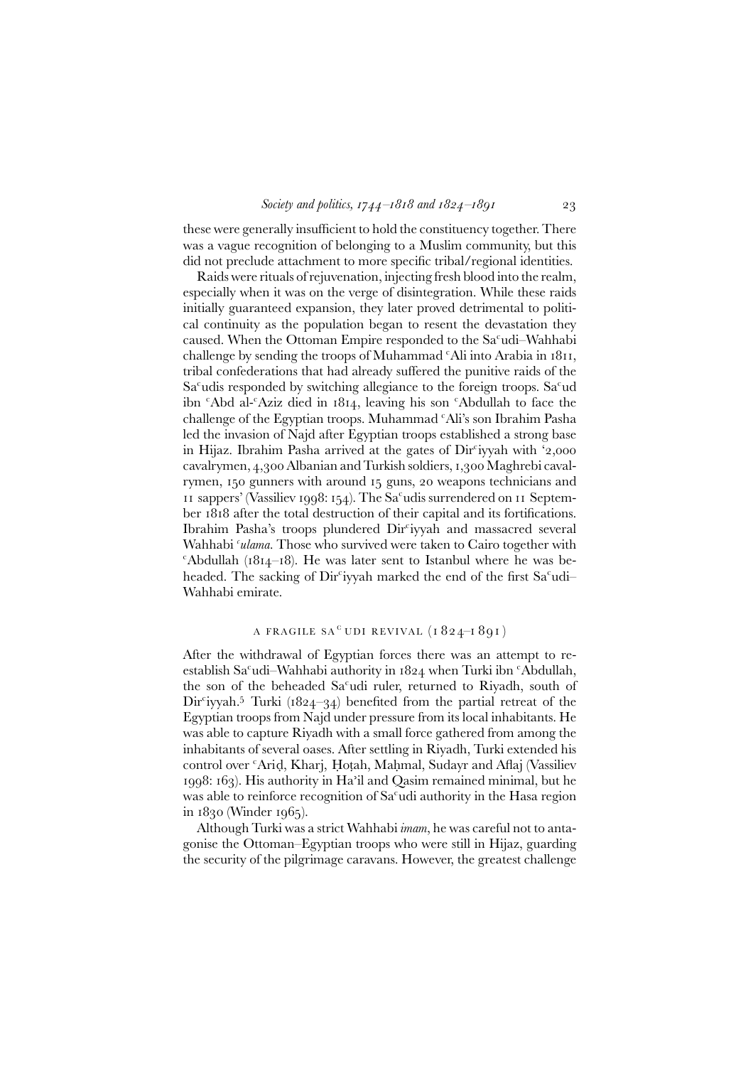these were generally insufficient to hold the constituency together. There was a vague recognition of belonging to a Muslim community, but this did not preclude attachment to more specific tribal/regional identities.

Raids were rituals of rejuvenation, injecting fresh blood into the realm, especially when it was on the verge of disintegration. While these raids initially guaranteed expansion, they later proved detrimental to political continuity as the population began to resent the devastation they caused. When the Ottoman Empire responded to the Saᶜudi–Wahhabi challenge by sending the troops of Muhammad ᶜAli into Arabia in 1811, tribal confederations that had already suffered the punitive raids of the Saᶜudis responded by switching allegiance to the foreign troops. Saᶜud ibn ᶜAbd al-ᶜAziz died in 1814, leaving his son ᶜAbdullah to face the challenge of the Egyptian troops. Muhammad ᶜAli's son Ibrahim Pasha led the invasion of Najd after Egyptian troops established a strong base in Hijaz. Ibrahim Pasha arrived at the gates of Dirᶜiyyah with '2,000 cavalrymen, 4,300 Albanian and Turkish soldiers, 1,300 Maghrebi cavalrymen, 150 gunners with around 15 guns, 20 weapons technicians and 11 sappers' (Vassiliev 1998: 154). The Saᶜudis surrendered on 11 September 1818 after the total destruction of their capital and its fortifications. Ibrahim Pasha's troops plundered Dirᶜiyyah and massacred several Wahhabi *ᶜulama*. Those who survived were taken to Cairo together with ᶜAbdullah (1814–18). He was later sent to Istanbul where he was beheaded. The sacking of Dirᶜiyyah marked the end of the first Saᶜudi–Wahhabi emirate.

## A FRAGILE SAᶜUDI REVIVAL (1824–1891)

After the withdrawal of Egyptian forces there was an attempt to re-establish Saᶜudi–Wahhabi authority in 1824 when Turki ibn ᶜAbdullah, the son of the beheaded Saᶜudi ruler, returned to Riyadh, south of Dirᶜiyyah.[5] Turki (1824–34) benefited from the partial retreat of the Egyptian troops from Najd under pressure from its local inhabitants. He was able to capture Riyadh with a small force gathered from among the inhabitants of several oases. After settling in Riyadh, Turki extended his control over ᶜAriḍ, Kharj, Ḥoṭah, Maḥmal, Sudayr and Aflaj (Vassiliev 1998: 163). His authority in Ha'il and Qasim remained minimal, but he was able to reinforce recognition of Saᶜudi authority in the Hasa region in 1830 (Winder 1965).

Although Turki was a strict Wahhabi *imam*, he was careful not to antagonise the Ottoman–Egyptian troops who were still in Hijaz, guarding the security of the pilgrimage caravans. However, the greatest challenge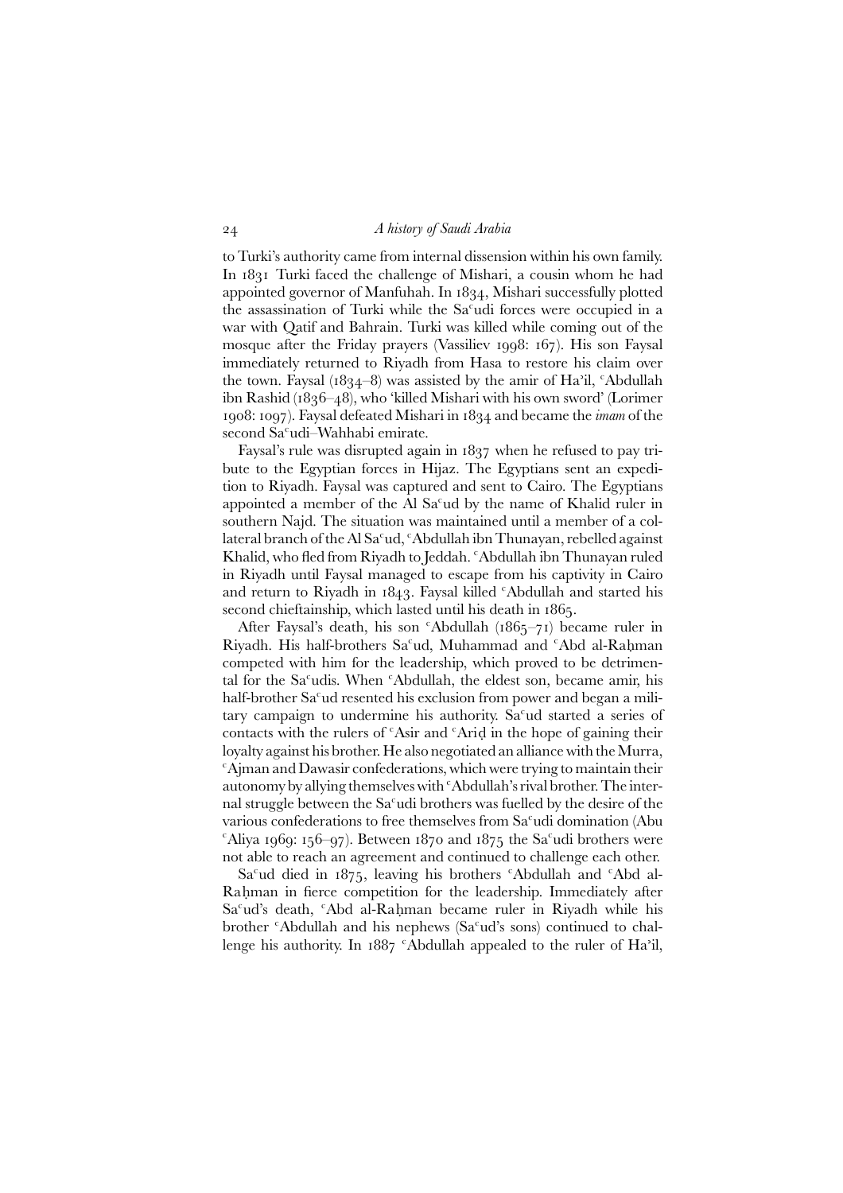to Turki's authority came from internal dissension within his own family. In 1831 Turki faced the challenge of Mishari, a cousin whom he had appointed governor of Manfuhah. In 1834, Mishari successfully plotted the assassination of Turki while the Saʿudi forces were occupied in a war with Qatif and Bahrain. Turki was killed while coming out of the mosque after the Friday prayers (Vassiliev 1998: 167). His son Faysal immediately returned to Riyadh from Hasa to restore his claim over the town. Faysal (1834–8) was assisted by the amir of Haʾil, ʿAbdullah ibn Rashid (1836–48), who 'killed Mishari with his own sword' (Lorimer 1908: 1097). Faysal defeated Mishari in 1834 and became the *imam* of the second Saʿudi–Wahhabi emirate.

Faysal's rule was disrupted again in 1837 when he refused to pay tribute to the Egyptian forces in Hijaz. The Egyptians sent an expedition to Riyadh. Faysal was captured and sent to Cairo. The Egyptians appointed a member of the Al Saʿud by the name of Khalid ruler in southern Najd. The situation was maintained until a member of a collateral branch of the Al Saʿud, ʿAbdullah ibn Thunayan, rebelled against Khalid, who fled from Riyadh to Jeddah. ʿAbdullah ibn Thunayan ruled in Riyadh until Faysal managed to escape from his captivity in Cairo and return to Riyadh in 1843. Faysal killed ʿAbdullah and started his second chieftainship, which lasted until his death in 1865.

After Faysal's death, his son ʿAbdullah (1865–71) became ruler in Riyadh. His half-brothers Saʿud, Muhammad and ʿAbd al-Raḥman competed with him for the leadership, which proved to be detrimental for the Saʿudis. When ʿAbdullah, the eldest son, became amir, his half-brother Saʿud resented his exclusion from power and began a military campaign to undermine his authority. Saʿud started a series of contacts with the rulers of ʿAsir and ʿAriḍ in the hope of gaining their loyalty against his brother. He also negotiated an alliance with the Murra, ʿAjman and Dawasir confederations, which were trying to maintain their autonomy by allying themselves with ʿAbdullah's rival brother. The internal struggle between the Saʿudi brothers was fuelled by the desire of the various confederations to free themselves from Saʿudi domination (Abu ʿAliya 1969: 156–97). Between 1870 and 1875 the Saʿudi brothers were not able to reach an agreement and continued to challenge each other.

Saʿud died in 1875, leaving his brothers ʿAbdullah and ʿAbd al-Raḥman in fierce competition for the leadership. Immediately after Saʿud's death, ʿAbd al-Raḥman became ruler in Riyadh while his brother ʿAbdullah and his nephews (Saʿud's sons) continued to challenge his authority. In 1887 ʿAbdullah appealed to the ruler of Haʾil,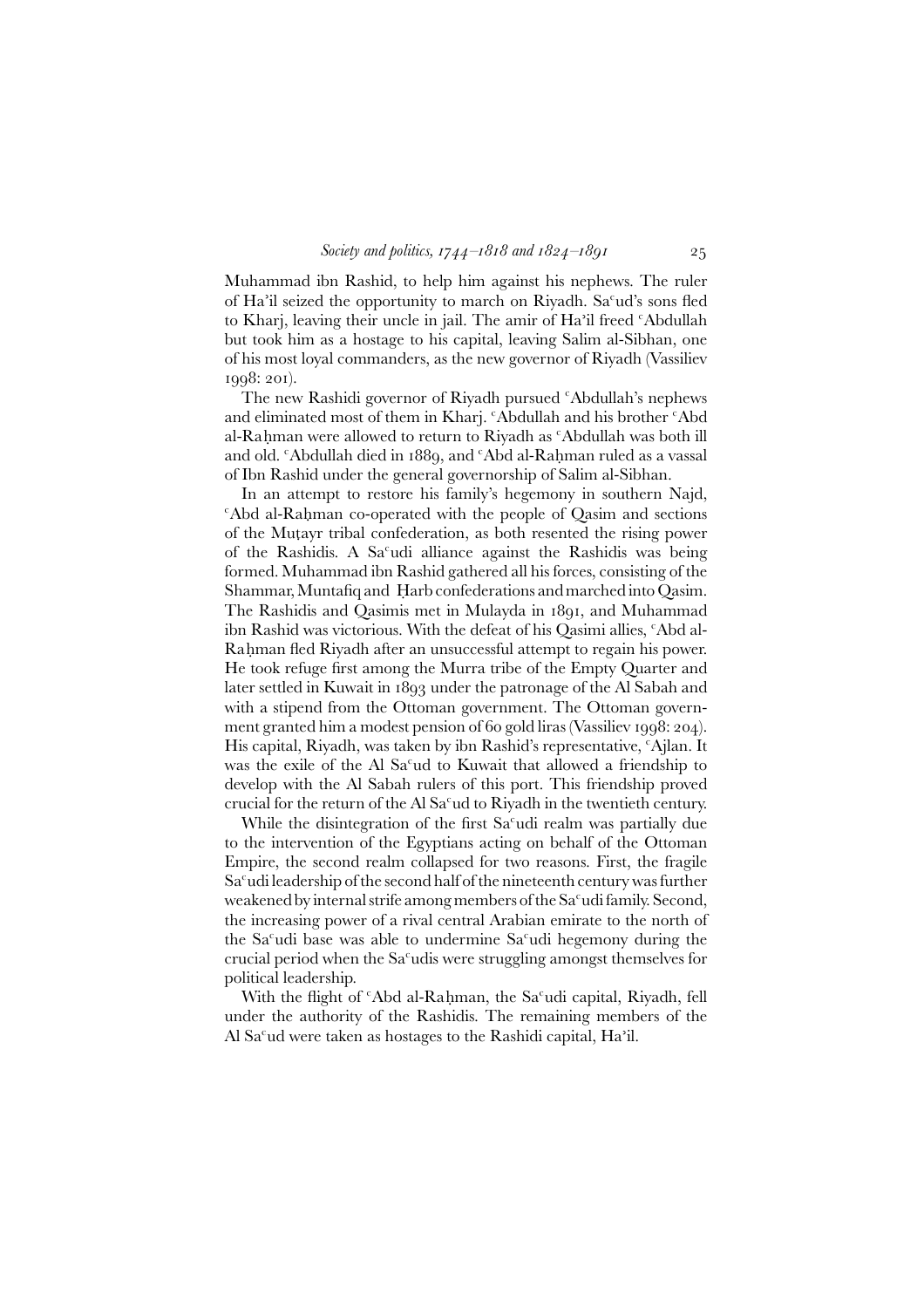Muhammad ibn Rashid, to help him against his nephews. The ruler of Ha'il seized the opportunity to march on Riyadh. Saᶜud's sons fled to Kharj, leaving their uncle in jail. The amir of Ha'il freed ᶜAbdullah but took him as a hostage to his capital, leaving Salim al-Sibhan, one of his most loyal commanders, as the new governor of Riyadh (Vassiliev 1998: 201).

The new Rashidi governor of Riyadh pursued ᶜAbdullah's nephews and eliminated most of them in Kharj. ᶜAbdullah and his brother ᶜAbd al-Raḥman were allowed to return to Riyadh as ᶜAbdullah was both ill and old. ᶜAbdullah died in 1889, and ᶜAbd al-Raḥman ruled as a vassal of Ibn Rashid under the general governorship of Salim al-Sibhan.

In an attempt to restore his family's hegemony in southern Najd, ᶜAbd al-Raḥman co-operated with the people of Qasim and sections of the Muṭayr tribal confederation, as both resented the rising power of the Rashidis. A Saᶜudi alliance against the Rashidis was being formed. Muhammad ibn Rashid gathered all his forces, consisting of the Shammar, Muntafiq and Ḥarb confederations and marched into Qasim. The Rashidis and Qasimis met in Mulayda in 1891, and Muhammad ibn Rashid was victorious. With the defeat of his Qasimi allies, ᶜAbd al-Raḥman fled Riyadh after an unsuccessful attempt to regain his power. He took refuge first among the Murra tribe of the Empty Quarter and later settled in Kuwait in 1893 under the patronage of the Al Sabah and with a stipend from the Ottoman government. The Ottoman government granted him a modest pension of 60 gold liras (Vassiliev 1998: 204). His capital, Riyadh, was taken by ibn Rashid's representative, ᶜAjlan. It was the exile of the Al Saᶜud to Kuwait that allowed a friendship to develop with the Al Sabah rulers of this port. This friendship proved crucial for the return of the Al Saᶜud to Riyadh in the twentieth century.

While the disintegration of the first Saᶜudi realm was partially due to the intervention of the Egyptians acting on behalf of the Ottoman Empire, the second realm collapsed for two reasons. First, the fragile Saᶜudi leadership of the second half of the nineteenth century was further weakened by internal strife among members of the Saᶜudi family. Second, the increasing power of a rival central Arabian emirate to the north of the Saᶜudi base was able to undermine Saᶜudi hegemony during the crucial period when the Saᶜudis were struggling amongst themselves for political leadership.

With the flight of ᶜAbd al-Raḥman, the Saᶜudi capital, Riyadh, fell under the authority of the Rashidis. The remaining members of the Al Saᶜud were taken as hostages to the Rashidi capital, Ha'il.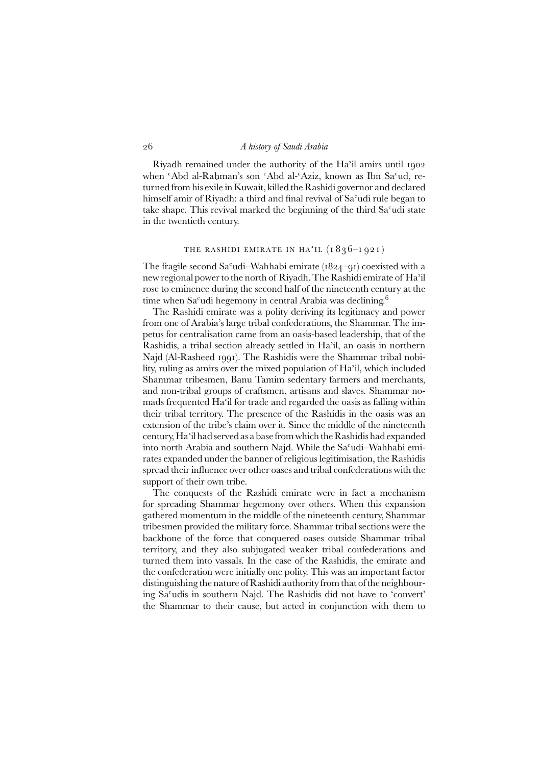Riyadh remained under the authority of the Ha'il amirs until 1902 when ʿAbd al-Raḥman's son ʿAbd al-ʿAziz, known as Ibn Saʿud, returned from his exile in Kuwait, killed the Rashidi governor and declared himself amir of Riyadh: a third and final revival of Saʿudi rule began to take shape. This revival marked the beginning of the third Saʿudi state in the twentieth century.

## THE RASHIDI EMIRATE IN HA'IL (1836–1921)

The fragile second Saʿudi–Wahhabi emirate (1824–91) coexisted with a new regional power to the north of Riyadh. The Rashidi emirate of Ha'il rose to eminence during the second half of the nineteenth century at the time when Saʿudi hegemony in central Arabia was declining.[6]

The Rashidi emirate was a polity deriving its legitimacy and power from one of Arabia's large tribal confederations, the Shammar. The impetus for centralisation came from an oasis-based leadership, that of the Rashidis, a tribal section already settled in Ha'il, an oasis in northern Najd (Al-Rasheed 1991). The Rashidis were the Shammar tribal nobility, ruling as amirs over the mixed population of Ha'il, which included Shammar tribesmen, Banu Tamim sedentary farmers and merchants, and non-tribal groups of craftsmen, artisans and slaves. Shammar nomads frequented Ha'il for trade and regarded the oasis as falling within their tribal territory. The presence of the Rashidis in the oasis was an extension of the tribe's claim over it. Since the middle of the nineteenth century, Ha'il had served as a base from which the Rashidis had expanded into north Arabia and southern Najd. While the Saʿudi–Wahhabi emirates expanded under the banner of religious legitimisation, the Rashidis spread their influence over other oases and tribal confederations with the support of their own tribe.

The conquests of the Rashidi emirate were in fact a mechanism for spreading Shammar hegemony over others. When this expansion gathered momentum in the middle of the nineteenth century, Shammar tribesmen provided the military force. Shammar tribal sections were the backbone of the force that conquered oases outside Shammar tribal territory, and they also subjugated weaker tribal confederations and turned them into vassals. In the case of the Rashidis, the emirate and the confederation were initially one polity. This was an important factor distinguishing the nature of Rashidi authority from that of the neighbouring Saʿudis in southern Najd. The Rashidis did not have to 'convert' the Shammar to their cause, but acted in conjunction with them to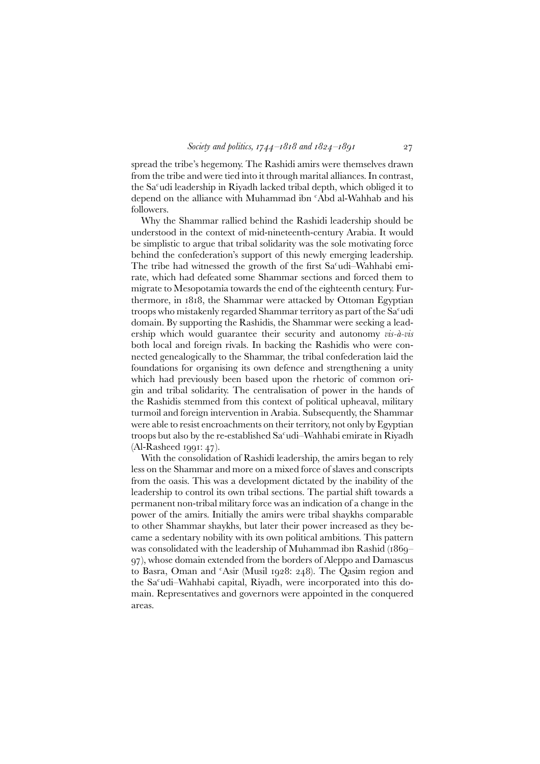spread the tribe's hegemony. The Rashidi amirs were themselves drawn from the tribe and were tied into it through marital alliances. In contrast, the Saʿudi leadership in Riyadh lacked tribal depth, which obliged it to depend on the alliance with Muhammad ibn ʿAbd al-Wahhab and his followers.

Why the Shammar rallied behind the Rashidi leadership should be understood in the context of mid-nineteenth-century Arabia. It would be simplistic to argue that tribal solidarity was the sole motivating force behind the confederation's support of this newly emerging leadership. The tribe had witnessed the growth of the first Saʿudi–Wahhabi emirate, which had defeated some Shammar sections and forced them to migrate to Mesopotamia towards the end of the eighteenth century. Furthermore, in 1818, the Shammar were attacked by Ottoman Egyptian troops who mistakenly regarded Shammar territory as part of the Saʿudi domain. By supporting the Rashidis, the Shammar were seeking a leadership which would guarantee their security and autonomy *vis-à-vis* both local and foreign rivals. In backing the Rashidis who were connected genealogically to the Shammar, the tribal confederation laid the foundations for organising its own defence and strengthening a unity which had previously been based upon the rhetoric of common origin and tribal solidarity. The centralisation of power in the hands of the Rashidis stemmed from this context of political upheaval, military turmoil and foreign intervention in Arabia. Subsequently, the Shammar were able to resist encroachments on their territory, not only by Egyptian troops but also by the re-established Saʿudi–Wahhabi emirate in Riyadh (Al-Rasheed 1991: 47).

With the consolidation of Rashidi leadership, the amirs began to rely less on the Shammar and more on a mixed force of slaves and conscripts from the oasis. This was a development dictated by the inability of the leadership to control its own tribal sections. The partial shift towards a permanent non-tribal military force was an indication of a change in the power of the amirs. Initially the amirs were tribal shaykhs comparable to other Shammar shaykhs, but later their power increased as they became a sedentary nobility with its own political ambitions. This pattern was consolidated with the leadership of Muhammad ibn Rashid (1869–97), whose domain extended from the borders of Aleppo and Damascus to Basra, Oman and ʿAsir (Musil 1928: 248). The Qasim region and the Saʿudi–Wahhabi capital, Riyadh, were incorporated into this domain. Representatives and governors were appointed in the conquered areas.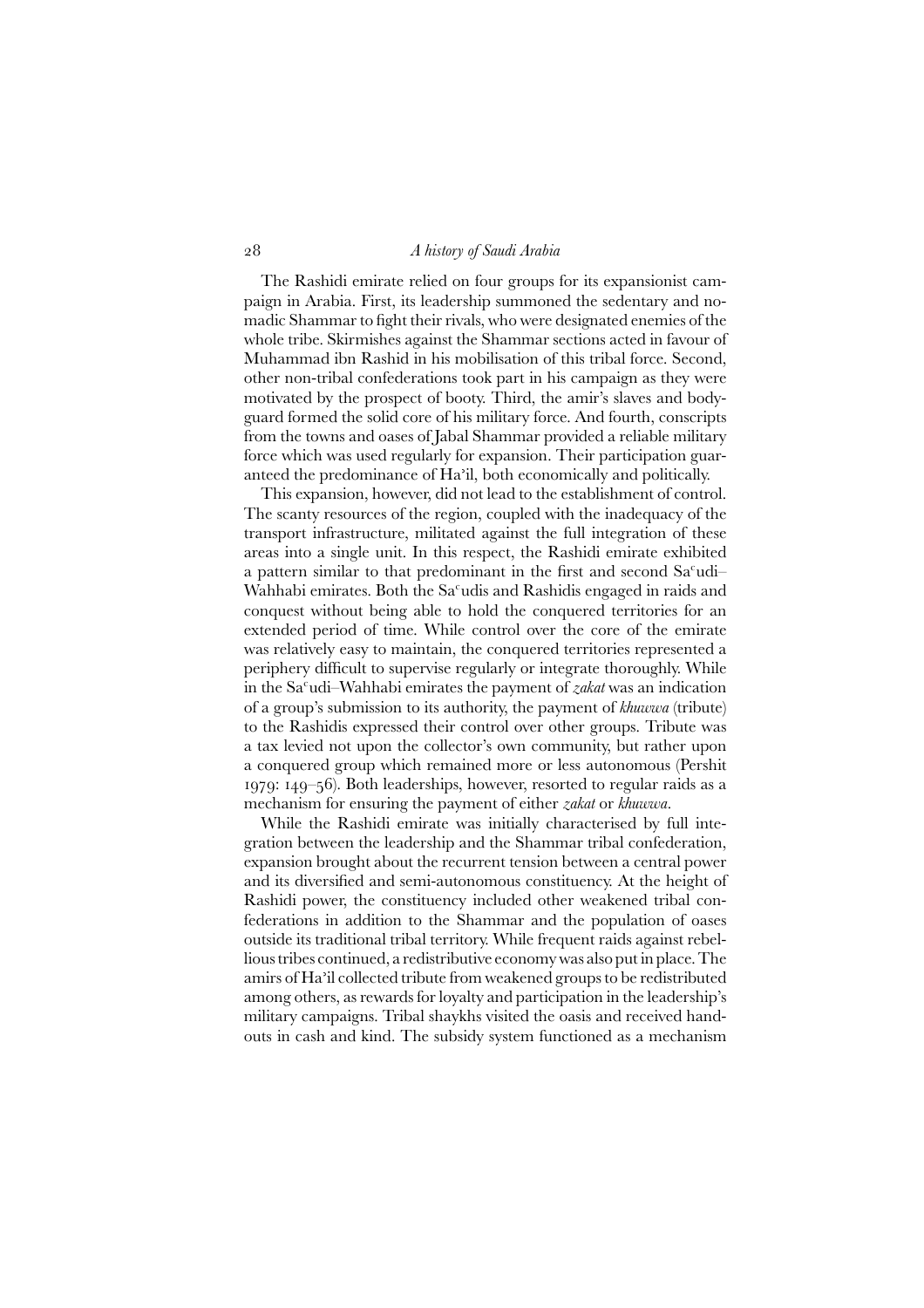The Rashidi emirate relied on four groups for its expansionist campaign in Arabia. First, its leadership summoned the sedentary and nomadic Shammar to fight their rivals, who were designated enemies of the whole tribe. Skirmishes against the Shammar sections acted in favour of Muhammad ibn Rashid in his mobilisation of this tribal force. Second, other non-tribal confederations took part in his campaign as they were motivated by the prospect of booty. Third, the amir's slaves and bodyguard formed the solid core of his military force. And fourth, conscripts from the towns and oases of Jabal Shammar provided a reliable military force which was used regularly for expansion. Their participation guaranteed the predominance of Ha'il, both economically and politically.

This expansion, however, did not lead to the establishment of control. The scanty resources of the region, coupled with the inadequacy of the transport infrastructure, militated against the full integration of these areas into a single unit. In this respect, the Rashidi emirate exhibited a pattern similar to that predominant in the first and second Saʿudi–Wahhabi emirates. Both the Saʿudis and Rashidis engaged in raids and conquest without being able to hold the conquered territories for an extended period of time. While control over the core of the emirate was relatively easy to maintain, the conquered territories represented a periphery difficult to supervise regularly or integrate thoroughly. While in the Saʿudi–Wahhabi emirates the payment of *zakat* was an indication of a group's submission to its authority, the payment of *khuwwa* (tribute) to the Rashidis expressed their control over other groups. Tribute was a tax levied not upon the collector's own community, but rather upon a conquered group which remained more or less autonomous (Pershit 1979: 149–56). Both leaderships, however, resorted to regular raids as a mechanism for ensuring the payment of either *zakat* or *khuwwa*.

While the Rashidi emirate was initially characterised by full integration between the leadership and the Shammar tribal confederation, expansion brought about the recurrent tension between a central power and its diversified and semi-autonomous constituency. At the height of Rashidi power, the constituency included other weakened tribal confederations in addition to the Shammar and the population of oases outside its traditional tribal territory. While frequent raids against rebellious tribes continued, a redistributive economy was also put in place. The amirs of Ha'il collected tribute from weakened groups to be redistributed among others, as rewards for loyalty and participation in the leadership's military campaigns. Tribal shaykhs visited the oasis and received handouts in cash and kind. The subsidy system functioned as a mechanism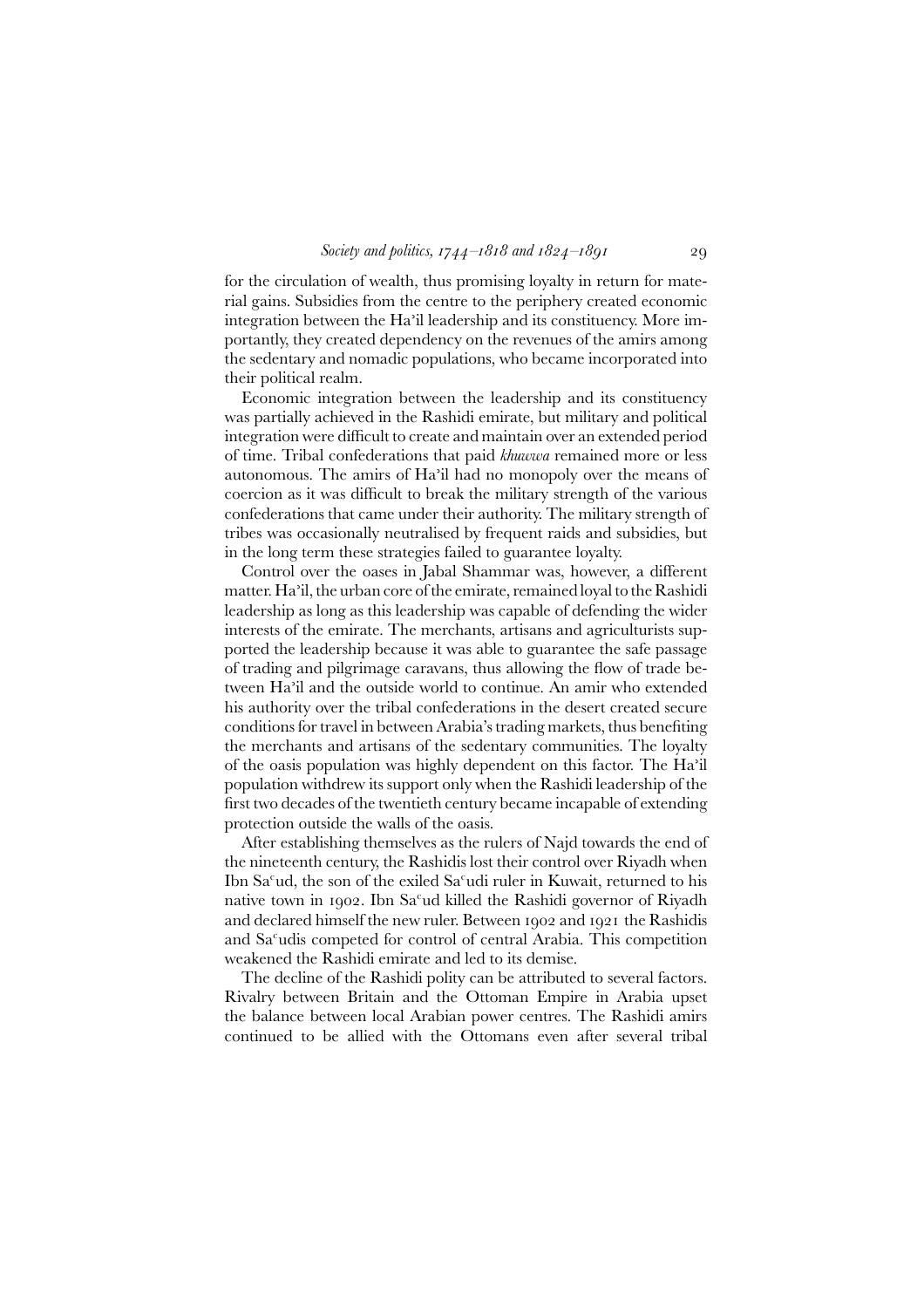for the circulation of wealth, thus promising loyalty in return for material gains. Subsidies from the centre to the periphery created economic integration between the Ha'il leadership and its constituency. More importantly, they created dependency on the revenues of the amirs among the sedentary and nomadic populations, who became incorporated into their political realm.

Economic integration between the leadership and its constituency was partially achieved in the Rashidi emirate, but military and political integration were difficult to create and maintain over an extended period of time. Tribal confederations that paid *khuwwa* remained more or less autonomous. The amirs of Ha'il had no monopoly over the means of coercion as it was difficult to break the military strength of the various confederations that came under their authority. The military strength of tribes was occasionally neutralised by frequent raids and subsidies, but in the long term these strategies failed to guarantee loyalty.

Control over the oases in Jabal Shammar was, however, a different matter. Ha'il, the urban core of the emirate, remained loyal to the Rashidi leadership as long as this leadership was capable of defending the wider interests of the emirate. The merchants, artisans and agriculturists supported the leadership because it was able to guarantee the safe passage of trading and pilgrimage caravans, thus allowing the flow of trade between Ha'il and the outside world to continue. An amir who extended his authority over the tribal confederations in the desert created secure conditions for travel in between Arabia's trading markets, thus benefiting the merchants and artisans of the sedentary communities. The loyalty of the oasis population was highly dependent on this factor. The Ha'il population withdrew its support only when the Rashidi leadership of the first two decades of the twentieth century became incapable of extending protection outside the walls of the oasis.

After establishing themselves as the rulers of Najd towards the end of the nineteenth century, the Rashidis lost their control over Riyadh when Ibn Saᶜud, the son of the exiled Saᶜudi ruler in Kuwait, returned to his native town in 1902. Ibn Saᶜud killed the Rashidi governor of Riyadh and declared himself the new ruler. Between 1902 and 1921 the Rashidis and Saᶜudis competed for control of central Arabia. This competition weakened the Rashidi emirate and led to its demise.

The decline of the Rashidi polity can be attributed to several factors. Rivalry between Britain and the Ottoman Empire in Arabia upset the balance between local Arabian power centres. The Rashidi amirs continued to be allied with the Ottomans even after several tribal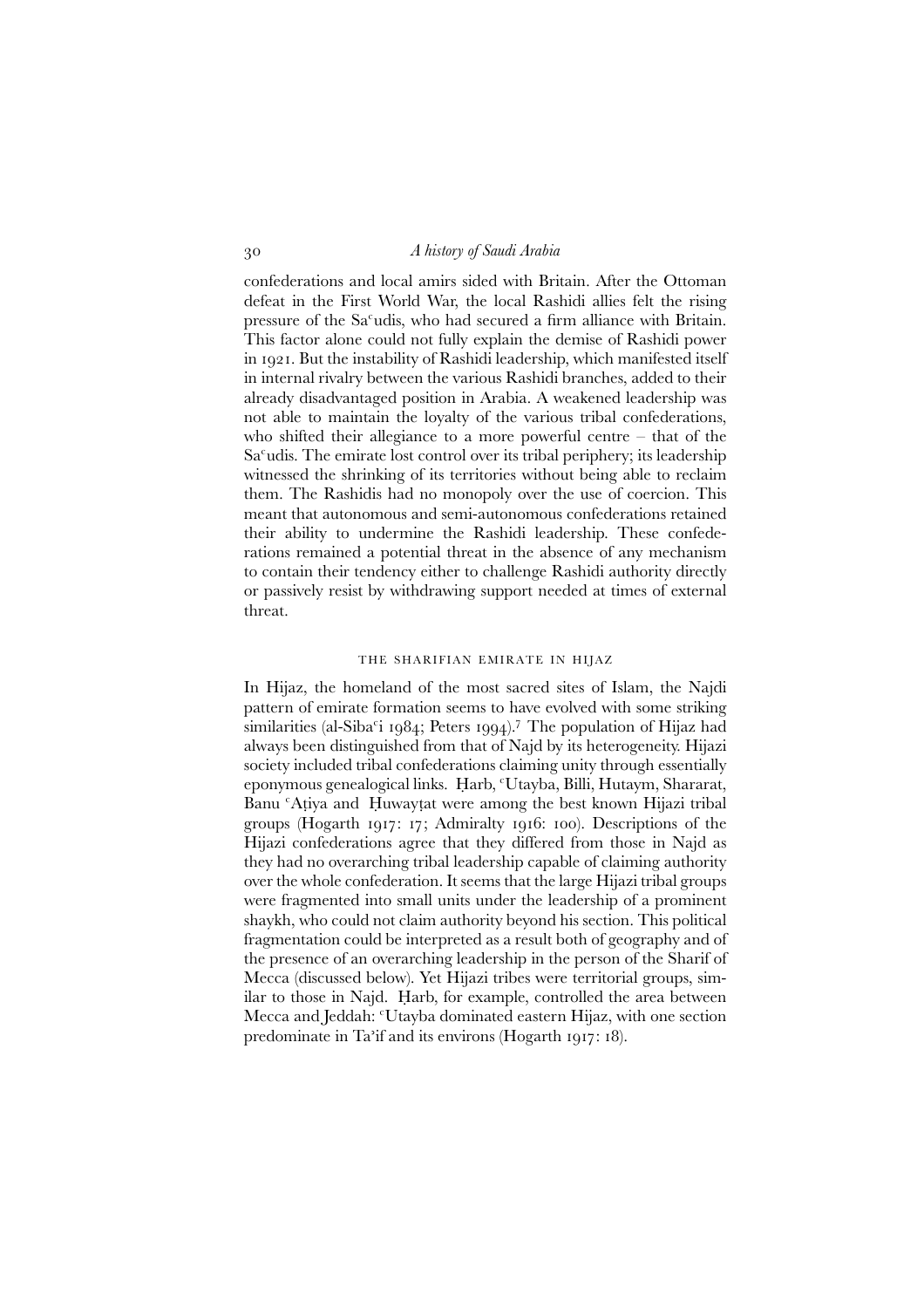confederations and local amirs sided with Britain. After the Ottoman defeat in the First World War, the local Rashidi allies felt the rising pressure of the Saᶜudis, who had secured a firm alliance with Britain. This factor alone could not fully explain the demise of Rashidi power in 1921. But the instability of Rashidi leadership, which manifested itself in internal rivalry between the various Rashidi branches, added to their already disadvantaged position in Arabia. A weakened leadership was not able to maintain the loyalty of the various tribal confederations, who shifted their allegiance to a more powerful centre – that of the Saᶜudis. The emirate lost control over its tribal periphery; its leadership witnessed the shrinking of its territories without being able to reclaim them. The Rashidis had no monopoly over the use of coercion. This meant that autonomous and semi-autonomous confederations retained their ability to undermine the Rashidi leadership. These confederations remained a potential threat in the absence of any mechanism to contain their tendency either to challenge Rashidi authority directly or passively resist by withdrawing support needed at times of external threat.

## THE SHARIFIAN EMIRATE IN HIJAZ

In Hijaz, the homeland of the most sacred sites of Islam, the Najdi pattern of emirate formation seems to have evolved with some striking similarities (al-Sibaᶜi 1984; Peters 1994).[7] The population of Hijaz had always been distinguished from that of Najd by its heterogeneity. Hijazi society included tribal confederations claiming unity through essentially eponymous genealogical links. Ḥarb, ᶜUtayba, Billi, Hutaym, Shararat, Banu ᶜAṭiya and Ḥuwayṭat were among the best known Hijazi tribal groups (Hogarth 1917: 17; Admiralty 1916: 100). Descriptions of the Hijazi confederations agree that they differed from those in Najd as they had no overarching tribal leadership capable of claiming authority over the whole confederation. It seems that the large Hijazi tribal groups were fragmented into small units under the leadership of a prominent shaykh, who could not claim authority beyond his section. This political fragmentation could be interpreted as a result both of geography and of the presence of an overarching leadership in the person of the Sharif of Mecca (discussed below). Yet Hijazi tribes were territorial groups, similar to those in Najd. Ḥarb, for example, controlled the area between Mecca and Jeddah: ᶜUtayba dominated eastern Hijaz, with one section predominate in Taʾif and its environs (Hogarth 1917: 18).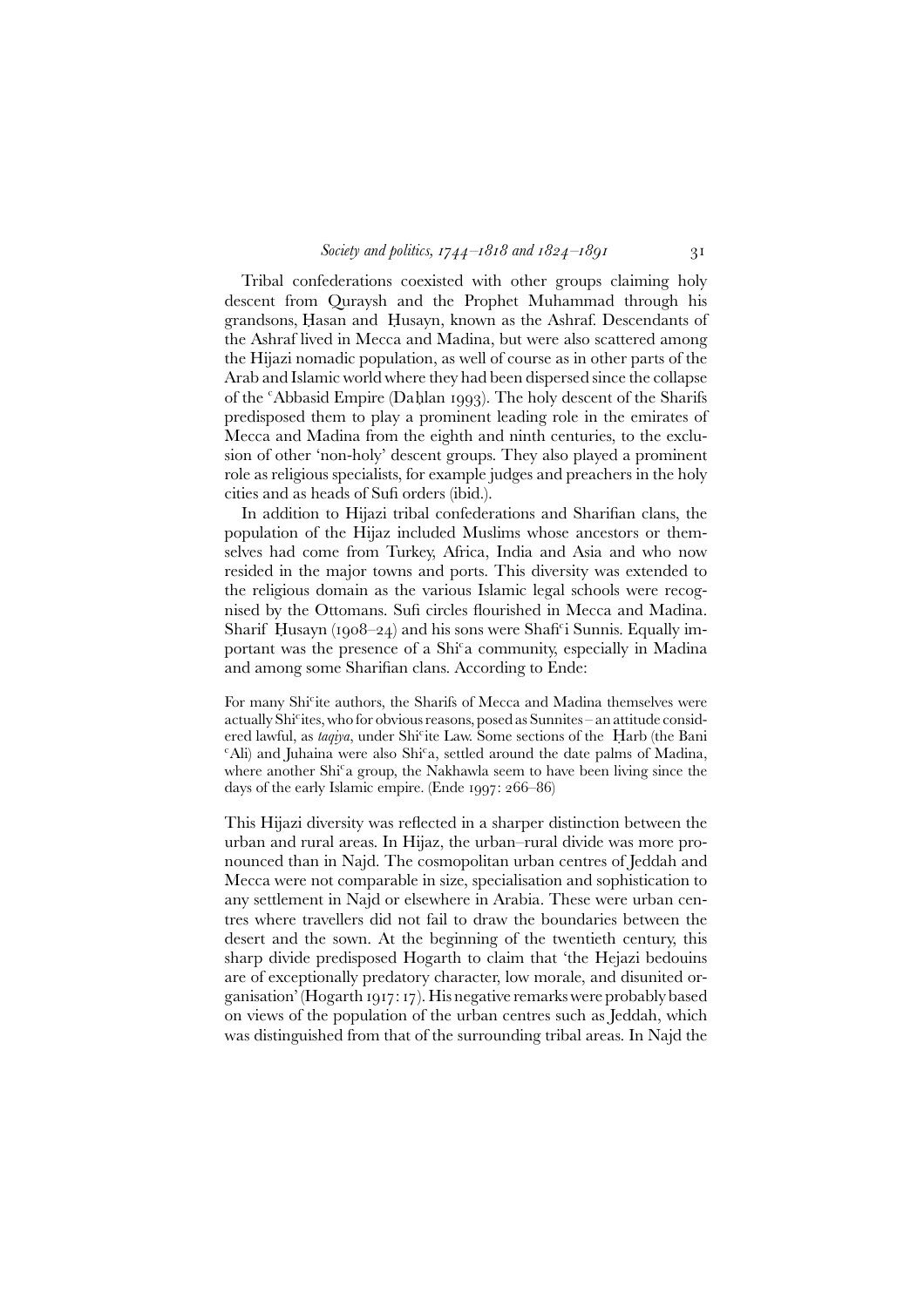Tribal confederations coexisted with other groups claiming holy descent from Quraysh and the Prophet Muhammad through his grandsons, Ḥasan and Ḥusayn, known as the Ashraf. Descendants of the Ashraf lived in Mecca and Madina, but were also scattered among the Hijazi nomadic population, as well of course as in other parts of the Arab and Islamic world where they had been dispersed since the collapse of the ᶜAbbasid Empire (Daḥlan 1993). The holy descent of the Sharifs predisposed them to play a prominent leading role in the emirates of Mecca and Madina from the eighth and ninth centuries, to the exclusion of other 'non-holy' descent groups. They also played a prominent role as religious specialists, for example judges and preachers in the holy cities and as heads of Sufi orders (ibid.).

In addition to Hijazi tribal confederations and Sharifian clans, the population of the Hijaz included Muslims whose ancestors or themselves had come from Turkey, Africa, India and Asia and who now resided in the major towns and ports. This diversity was extended to the religious domain as the various Islamic legal schools were recognised by the Ottomans. Sufi circles flourished in Mecca and Madina. Sharif Ḥusayn (1908–24) and his sons were Shafiᶜi Sunnis. Equally important was the presence of a Shiᶜa community, especially in Madina and among some Sharifian clans. According to Ende:

> For many Shiᶜite authors, the Sharifs of Mecca and Madina themselves were actually Shiᶜites, who for obvious reasons, posed as Sunnites – an attitude considered lawful, as *taqiya*, under Shiᶜite Law. Some sections of the Ḥarb (the Bani ᶜAli) and Juhaina were also Shiᶜa, settled around the date palms of Madina, where another Shiᶜa group, the Nakhawla seem to have been living since the days of the early Islamic empire. (Ende 1997: 266–86)

This Hijazi diversity was reflected in a sharper distinction between the urban and rural areas. In Hijaz, the urban–rural divide was more pronounced than in Najd. The cosmopolitan urban centres of Jeddah and Mecca were not comparable in size, specialisation and sophistication to any settlement in Najd or elsewhere in Arabia. These were urban centres where travellers did not fail to draw the boundaries between the desert and the sown. At the beginning of the twentieth century, this sharp divide predisposed Hogarth to claim that 'the Hejazi bedouins are of exceptionally predatory character, low morale, and disunited organisation' (Hogarth 1917: 17). His negative remarks were probably based on views of the population of the urban centres such as Jeddah, which was distinguished from that of the surrounding tribal areas. In Najd the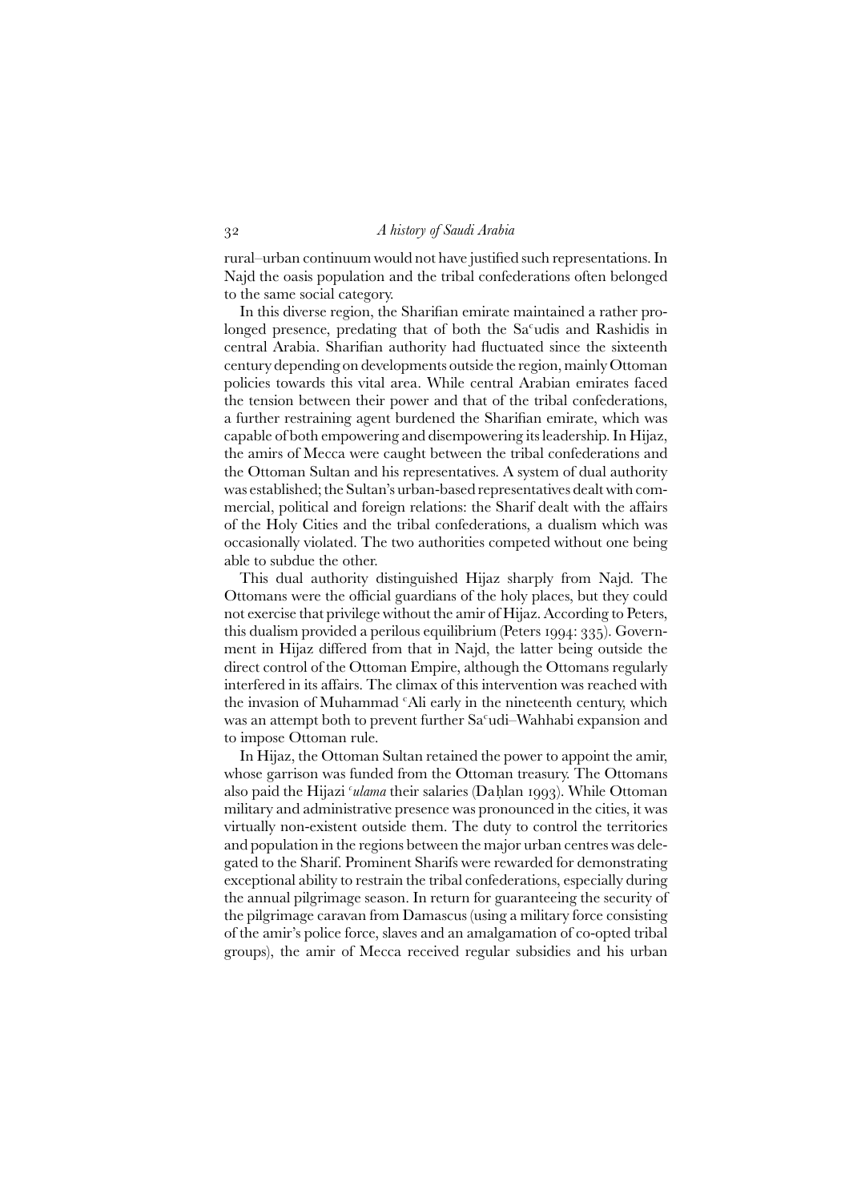rural–urban continuum would not have justified such representations. In Najd the oasis population and the tribal confederations often belonged to the same social category.

In this diverse region, the Sharifian emirate maintained a rather prolonged presence, predating that of both the Saʿudis and Rashidis in central Arabia. Sharifian authority had fluctuated since the sixteenth century depending on developments outside the region, mainly Ottoman policies towards this vital area. While central Arabian emirates faced the tension between their power and that of the tribal confederations, a further restraining agent burdened the Sharifian emirate, which was capable of both empowering and disempowering its leadership. In Hijaz, the amirs of Mecca were caught between the tribal confederations and the Ottoman Sultan and his representatives. A system of dual authority was established; the Sultan's urban-based representatives dealt with commercial, political and foreign relations: the Sharif dealt with the affairs of the Holy Cities and the tribal confederations, a dualism which was occasionally violated. The two authorities competed without one being able to subdue the other.

This dual authority distinguished Hijaz sharply from Najd. The Ottomans were the official guardians of the holy places, but they could not exercise that privilege without the amir of Hijaz. According to Peters, this dualism provided a perilous equilibrium (Peters 1994: 335). Government in Hijaz differed from that in Najd, the latter being outside the direct control of the Ottoman Empire, although the Ottomans regularly interfered in its affairs. The climax of this intervention was reached with the invasion of Muhammad ʿAli early in the nineteenth century, which was an attempt both to prevent further Saʿudi–Wahhabi expansion and to impose Ottoman rule.

In Hijaz, the Ottoman Sultan retained the power to appoint the amir, whose garrison was funded from the Ottoman treasury. The Ottomans also paid the Hijazi *ʿulama* their salaries (Daḥlan 1993). While Ottoman military and administrative presence was pronounced in the cities, it was virtually non-existent outside them. The duty to control the territories and population in the regions between the major urban centres was delegated to the Sharif. Prominent Sharifs were rewarded for demonstrating exceptional ability to restrain the tribal confederations, especially during the annual pilgrimage season. In return for guaranteeing the security of the pilgrimage caravan from Damascus (using a military force consisting of the amir's police force, slaves and an amalgamation of co-opted tribal groups), the amir of Mecca received regular subsidies and his urban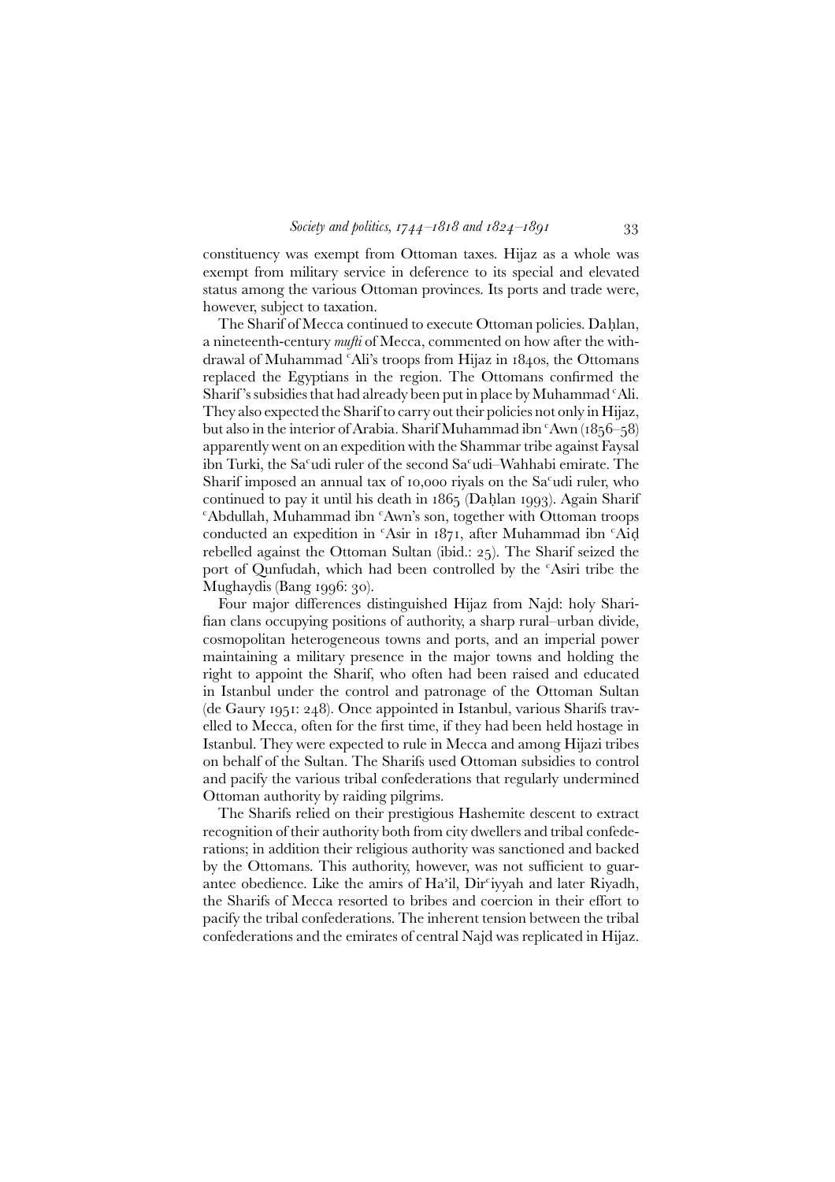constituency was exempt from Ottoman taxes. Hijaz as a whole was exempt from military service in deference to its special and elevated status among the various Ottoman provinces. Its ports and trade were, however, subject to taxation.

The Sharif of Mecca continued to execute Ottoman policies. Daḥlan, a nineteenth-century *mufti* of Mecca, commented on how after the withdrawal of Muhammad ᶜAli's troops from Hijaz in 1840s, the Ottomans replaced the Egyptians in the region. The Ottomans confirmed the Sharif's subsidies that had already been put in place by Muhammad ᶜAli. They also expected the Sharif to carry out their policies not only in Hijaz, but also in the interior of Arabia. Sharif Muhammad ibn ᶜAwn (1856–58) apparently went on an expedition with the Shammar tribe against Faysal ibn Turki, the Saᶜudi ruler of the second Saᶜudi–Wahhabi emirate. The Sharif imposed an annual tax of 10,000 riyals on the Saᶜudi ruler, who continued to pay it until his death in 1865 (Daḥlan 1993). Again Sharif ᶜAbdullah, Muhammad ibn ᶜAwn's son, together with Ottoman troops conducted an expedition in ᶜAsir in 1871, after Muhammad ibn ᶜAiḍ rebelled against the Ottoman Sultan (ibid.: 25). The Sharif seized the port of Qunfudah, which had been controlled by the ᶜAsiri tribe the Mughaydis (Bang 1996: 30).

Four major differences distinguished Hijaz from Najd: holy Sharifian clans occupying positions of authority, a sharp rural–urban divide, cosmopolitan heterogeneous towns and ports, and an imperial power maintaining a military presence in the major towns and holding the right to appoint the Sharif, who often had been raised and educated in Istanbul under the control and patronage of the Ottoman Sultan (de Gaury 1951: 248). Once appointed in Istanbul, various Sharifs travelled to Mecca, often for the first time, if they had been held hostage in Istanbul. They were expected to rule in Mecca and among Hijazi tribes on behalf of the Sultan. The Sharifs used Ottoman subsidies to control and pacify the various tribal confederations that regularly undermined Ottoman authority by raiding pilgrims.

The Sharifs relied on their prestigious Hashemite descent to extract recognition of their authority both from city dwellers and tribal confederations; in addition their religious authority was sanctioned and backed by the Ottomans. This authority, however, was not sufficient to guarantee obedience. Like the amirs of Ha'il, Dirᶜiyyah and later Riyadh, the Sharifs of Mecca resorted to bribes and coercion in their effort to pacify the tribal confederations. The inherent tension between the tribal confederations and the emirates of central Najd was replicated in Hijaz.